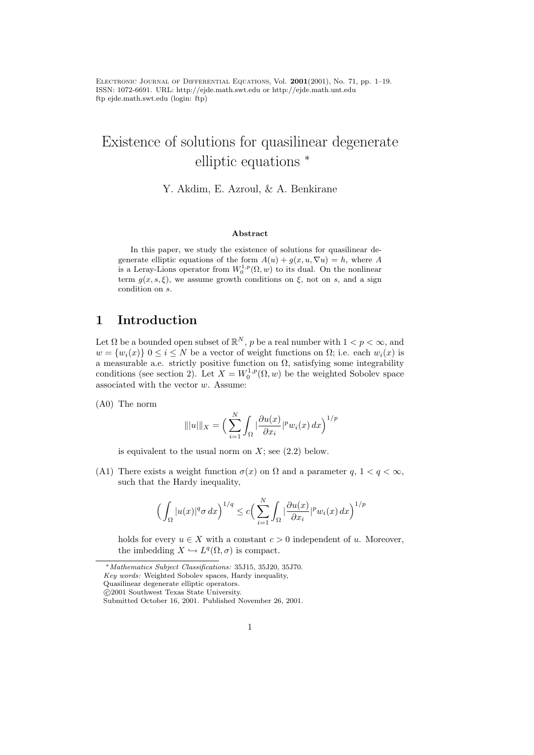# Existence of solutions for quasilinear degenerate elliptic equations *

Y. Akdim, E. Azroul, & A. Benkirane

### Abstract

In this paper, we study the existence of solutions for quasilinear degenerate elliptic equations of the form $A(u) + g(x, u, \nabla u) = h$, where $A$ is a Leray-Lions operator from $W_0^{1,p}(\Omega, w)$ to its dual. On the nonlinear term $g(x, s, \xi)$, we assume growth conditions on $\xi$, not on $s$, and a sign condition on $s$.

## 1 Introduction

Let $\Omega$ be a bounded open subset of $\mathbb{R}^N$, $p$ be a real number with $1 < p < \infty$, and $w = \{w_i(x)\}\ 0 \leq i \leq N$ be a vector of weight functions on $\Omega$; i.e. each $w_i(x)$ is a measurable a.e. strictly positive function on $\Omega$, satisfying some integrability conditions (see section 2). Let $X = W_0^{1,p}(\Omega, w)$ be the weighted Sobolev space associated with the vector $w$. Assume:

(A0) The norm

$$|||u|||_X = \Big( \sum_{i=1}^{N} \int_{\Omega} |\frac{\partial u(x)}{\partial x_i}|^p w_i(x)\, dx \Big)^{1/p}$$

is equivalent to the usual norm on $X$; see (2.2) below.

(A1) There exists a weight function $\sigma(x)$ on $\Omega$ and a parameter $q$, $1 < q < \infty$, such that the Hardy inequality,

$$\Big( \int_{\Omega} |u(x)|^q \sigma\, dx \Big)^{1/q} \leq c \Big( \sum_{i=1}^{N} \int_{\Omega} |\frac{\partial u(x)}{\partial x_i}|^p w_i(x)\, dx \Big)^{1/p}$$

holds for every $u \in X$ with a constant $c > 0$ independent of $u$. Moreover, the imbedding $X \hookrightarrow L^q(\Omega, \sigma)$ is compact.

---

* *Mathematics Subject Classifications:* 35J15, 35J20, 35J70.
*Key words:* Weighted Sobolev spaces, Hardy inequality, Quasilinear degenerate elliptic operators.
©2001 Southwest Texas State University.
Submitted October 16, 2001. Published November 26, 2001.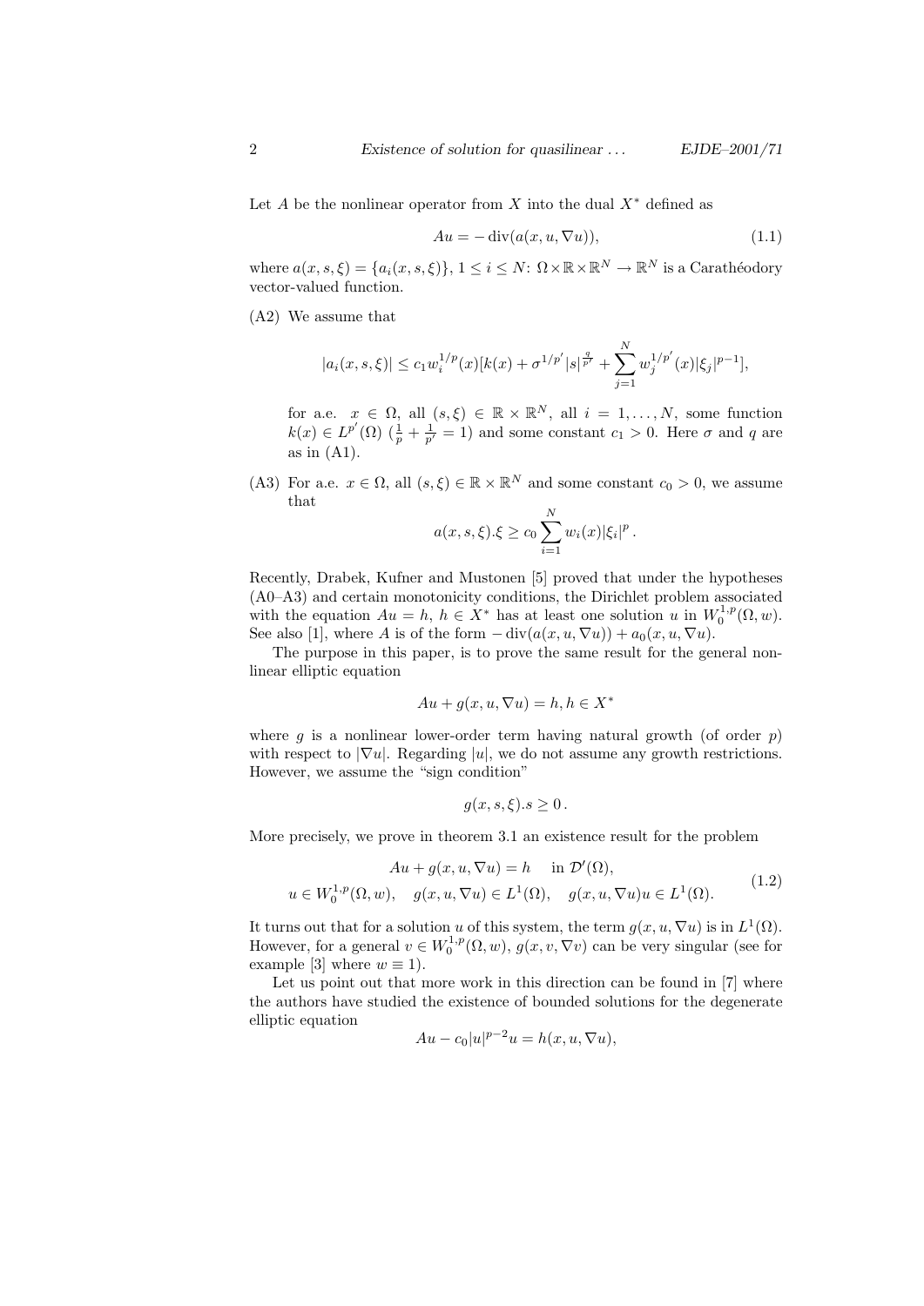Let $A$ be the nonlinear operator from $X$ into the dual $X^*$ defined as

$$Au = -\operatorname{div}(a(x, u, \nabla u)), \tag{1.1}$$

where $a(x, s, \xi) = \{a_i(x, s, \xi)\}$, $1 \leq i \leq N$: $\Omega \times \mathbb{R} \times \mathbb{R}^N \to \mathbb{R}^N$ is a Carathéodory vector-valued function.

(A2) We assume that

$$|a_i(x, s, \xi)| \leq c_1 w_i^{1/p}(x)[k(x) + \sigma^{1/p'}|s|^{\frac{q}{p'}} + \sum_{j=1}^{N} w_j^{1/p'}(x)|\xi_j|^{p-1}],$$

for a.e. $x \in \Omega$, all $(s, \xi) \in \mathbb{R} \times \mathbb{R}^N$, all $i = 1, \dots, N$, some function $k(x) \in L^{p'}(\Omega)$ ($\frac{1}{p} + \frac{1}{p'} = 1$) and some constant $c_1 > 0$. Here $\sigma$ and $q$ are as in (A1).

(A3) For a.e. $x \in \Omega$, all $(s, \xi) \in \mathbb{R} \times \mathbb{R}^N$ and some constant $c_0 > 0$, we assume that

$$a(x, s, \xi).\xi \geq c_0 \sum_{i=1}^{N} w_i(x)|\xi_i|^p .$$

Recently, Drabek, Kufner and Mustonen [5] proved that under the hypotheses (A0–A3) and certain monotonicity conditions, the Dirichlet problem associated with the equation $Au = h$, $h \in X^*$ has at least one solution $u$ in $W_0^{1,p}(\Omega, w)$. See also [1], where $A$ is of the form $-\operatorname{div}(a(x, u, \nabla u)) + a_0(x, u, \nabla u)$.

The purpose in this paper, is to prove the same result for the general nonlinear elliptic equation

$$Au + g(x, u, \nabla u) = h, h \in X^*$$

where $g$ is a nonlinear lower-order term having natural growth (of order $p$) with respect to $|\nabla u|$. Regarding $|u|$, we do not assume any growth restrictions. However, we assume the "sign condition"

$$g(x, s, \xi).s \geq 0 .$$

More precisely, we prove in theorem 3.1 an existence result for the problem

$$\begin{gathered} Au + g(x, u, \nabla u) = h \quad \text{in } \mathcal{D}'(\Omega), \\ u \in W_0^{1,p}(\Omega, w), \quad g(x, u, \nabla u) \in L^1(\Omega), \quad g(x, u, \nabla u)u \in L^1(\Omega). \end{gathered} \tag{1.2}$$

It turns out that for a solution $u$ of this system, the term $g(x, u, \nabla u)$ is in $L^1(\Omega)$. However, for a general $v \in W_0^{1,p}(\Omega, w)$, $g(x, v, \nabla v)$ can be very singular (see for example [3] where $w \equiv 1$).

Let us point out that more work in this direction can be found in [7] where the authors have studied the existence of bounded solutions for the degenerate elliptic equation

$$Au - c_0|u|^{p-2}u = h(x, u, \nabla u),$$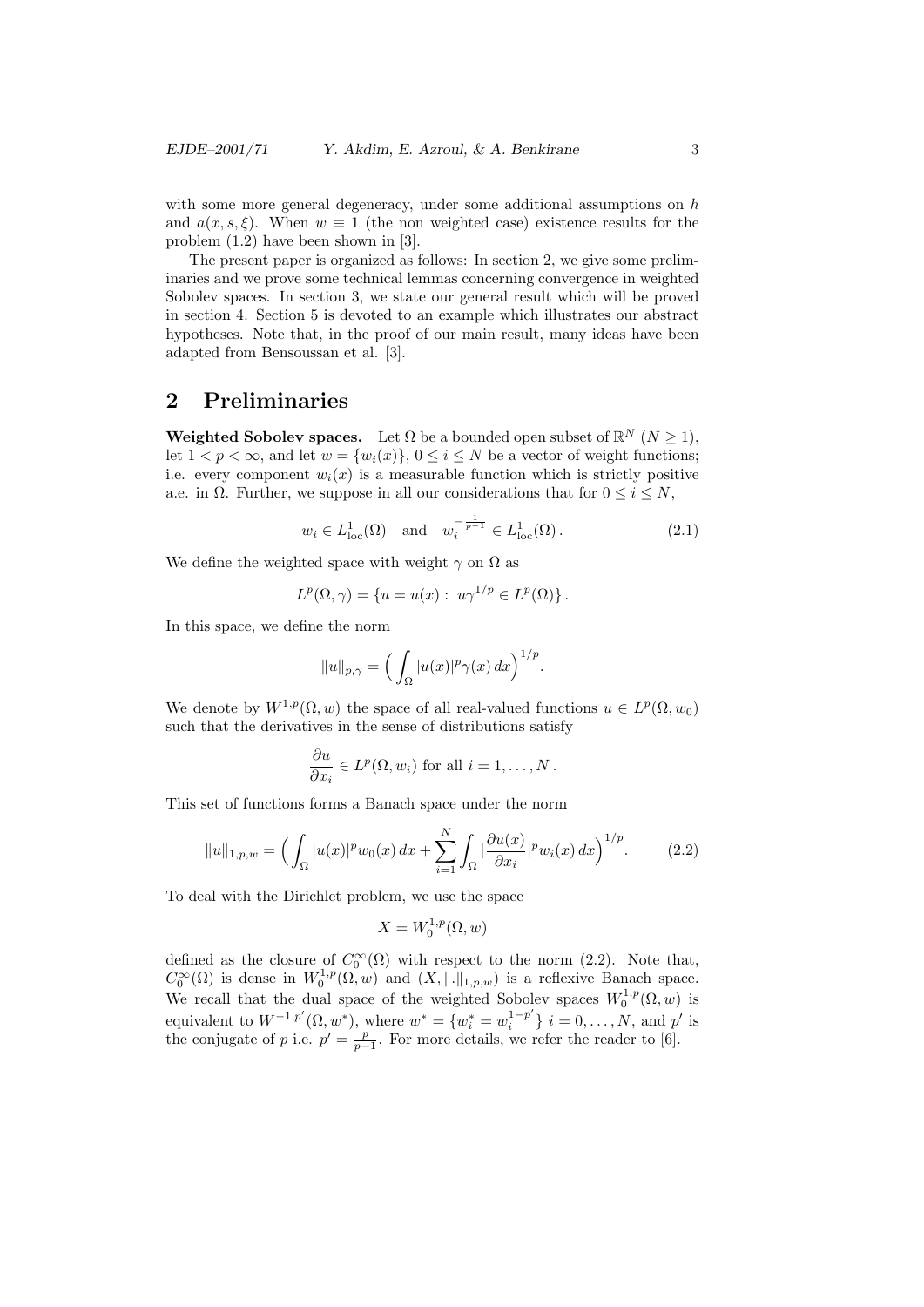with some more general degeneracy, under some additional assumptions on $h$ and $a(x, s, \xi)$. When $w \equiv 1$ (the non weighted case) existence results for the problem (1.2) have been shown in [3].

The present paper is organized as follows: In section 2, we give some preliminaries and we prove some technical lemmas concerning convergence in weighted Sobolev spaces. In section 3, we state our general result which will be proved in section 4. Section 5 is devoted to an example which illustrates our abstract hypotheses. Note that, in the proof of our main result, many ideas have been adapted from Bensoussan et al. [3].

## 2 Preliminaries

**Weighted Sobolev spaces.** Let $\Omega$ be a bounded open subset of $\mathbb{R}^N$ ($N \geq 1$), let $1 < p < \infty$, and let $w = \{w_i(x)\}$, $0 \leq i \leq N$ be a vector of weight functions; i.e. every component $w_i(x)$ is a measurable function which is strictly positive a.e. in $\Omega$. Further, we suppose in all our considerations that for $0 \leq i \leq N$,

$$w_i \in L^1_{\mathrm{loc}}(\Omega) \quad \text{and} \quad w_i^{-\frac{1}{p-1}} \in L^1_{\mathrm{loc}}(\Omega)\,. \tag{2.1}$$

We define the weighted space with weight $\gamma$ on $\Omega$ as

$$L^p(\Omega, \gamma) = \{u = u(x) : \; u\gamma^{1/p} \in L^p(\Omega)\}\,.$$

In this space, we define the norm

$$\|u\|_{p,\gamma} = \Big( \int_\Omega |u(x)|^p \gamma(x)\, dx \Big)^{1/p}.$$

We denote by $W^{1,p}(\Omega, w)$ the space of all real-valued functions $u \in L^p(\Omega, w_0)$ such that the derivatives in the sense of distributions satisfy

$$\frac{\partial u}{\partial x_i} \in L^p(\Omega, w_i) \text{ for all } i = 1, \ldots, N\,.$$

This set of functions forms a Banach space under the norm

$$\|u\|_{1,p,w} = \Big( \int_\Omega |u(x)|^p w_0(x)\, dx + \sum_{i=1}^N \int_\Omega |\frac{\partial u(x)}{\partial x_i}|^p w_i(x)\, dx \Big)^{1/p}. \tag{2.2}$$

To deal with the Dirichlet problem, we use the space

$$X = W_0^{1,p}(\Omega, w)$$

defined as the closure of $C_0^\infty(\Omega)$ with respect to the norm (2.2). Note that, $C_0^\infty(\Omega)$ is dense in $W_0^{1,p}(\Omega, w)$ and $(X, \|.\|_{1,p,w})$ is a reflexive Banach space. We recall that the dual space of the weighted Sobolev spaces $W_0^{1,p}(\Omega, w)$ is equivalent to $W^{-1,p'}(\Omega, w^*)$, where $w^* = \{w_i^* = w_i^{1-p'}\}$ $i = 0, \ldots, N$, and $p'$ is the conjugate of $p$ i.e. $p' = \frac{p}{p-1}$. For more details, we refer the reader to [6].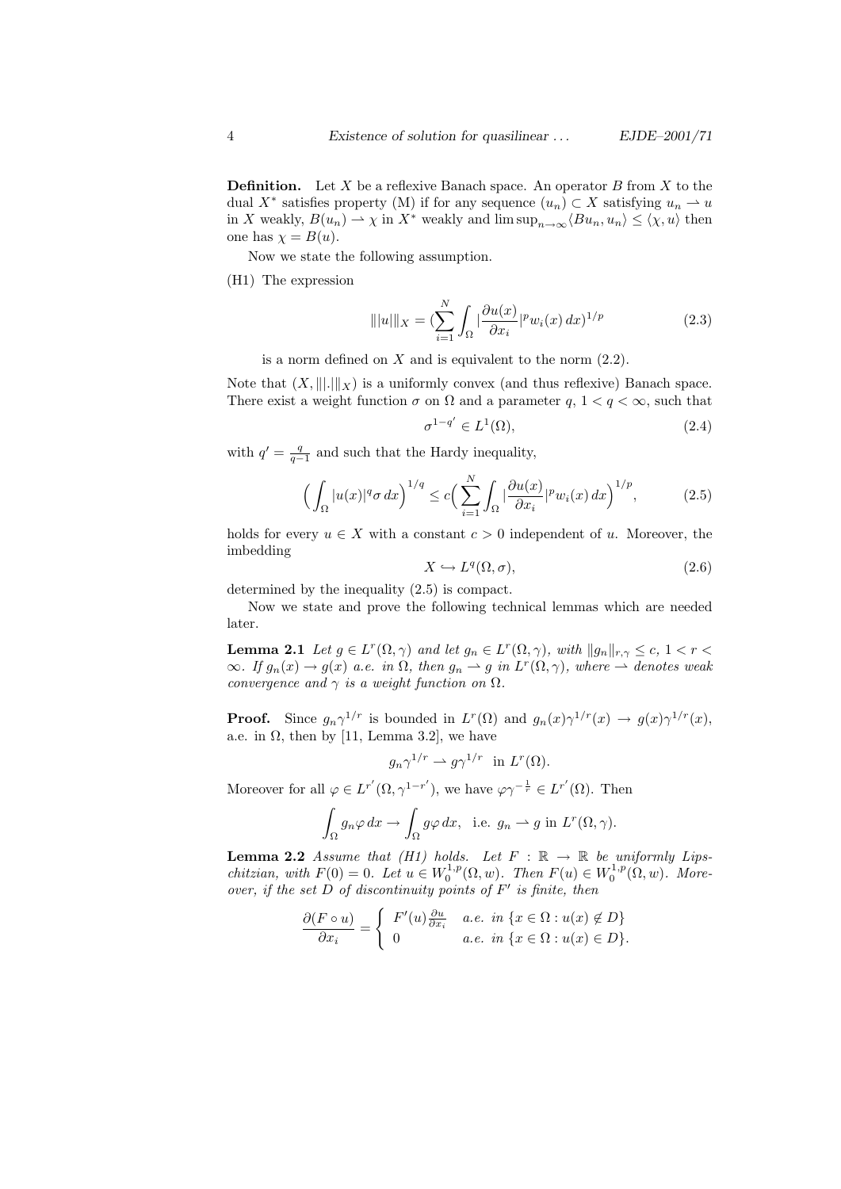**Definition.** Let $X$ be a reflexive Banach space. An operator $B$ from $X$ to the dual $X^*$ satisfies property (M) if for any sequence $(u_n) \subset X$ satisfying $u_n \rightharpoonup u$ in $X$ weakly, $B(u_n) \rightharpoonup \chi$ in $X^*$ weakly and $\limsup_{n\to\infty} \langle Bu_n, u_n\rangle \leq \langle \chi, u\rangle$ then one has $\chi = B(u)$.

Now we state the following assumption.

(H1) The expression

$$|||u|||_X = \Big(\sum_{i=1}^{N} \int_\Omega |\frac{\partial u(x)}{\partial x_i}|^p w_i(x)\, dx\Big)^{1/p} \tag{2.3}$$

is a norm defined on $X$ and is equivalent to the norm (2.2).

Note that $(X, |||.|||_X)$ is a uniformly convex (and thus reflexive) Banach space. There exist a weight function $\sigma$ on $\Omega$ and a parameter $q$, $1 < q < \infty$, such that

$$\sigma^{1-q'} \in L^1(\Omega), \tag{2.4}$$

with $q' = \frac{q}{q-1}$ and such that the Hardy inequality,

$$\Big(\int_\Omega |u(x)|^q \sigma\, dx\Big)^{1/q} \leq c\Big(\sum_{i=1}^{N} \int_\Omega |\frac{\partial u(x)}{\partial x_i}|^p w_i(x)\, dx\Big)^{1/p}, \tag{2.5}$$

holds for every $u \in X$ with a constant $c > 0$ independent of $u$. Moreover, the imbedding

$$X \hookrightarrow L^q(\Omega, \sigma), \tag{2.6}$$

determined by the inequality (2.5) is compact.

Now we state and prove the following technical lemmas which are needed later.

**Lemma 2.1** *Let $g \in L^r(\Omega, \gamma)$ and let $g_n \in L^r(\Omega, \gamma)$, with $\|g_n\|_{r,\gamma} \leq c$, $1 < r < \infty$. If $g_n(x) \to g(x)$ a.e. in $\Omega$, then $g_n \rightharpoonup g$ in $L^r(\Omega, \gamma)$, where $\rightharpoonup$ denotes weak convergence and $\gamma$ is a weight function on $\Omega$.*

**Proof.** Since $g_n \gamma^{1/r}$ is bounded in $L^r(\Omega)$ and $g_n(x)\gamma^{1/r}(x) \to g(x)\gamma^{1/r}(x)$, a.e. in $\Omega$, then by [11, Lemma 3.2], we have

$$g_n \gamma^{1/r} \rightharpoonup g\gamma^{1/r} \quad \text{in } L^r(\Omega).$$

Moreover for all $\varphi \in L^{r'}(\Omega, \gamma^{1-r'})$, we have $\varphi\gamma^{-\frac{1}{r}} \in L^{r'}(\Omega)$. Then

$$\int_\Omega g_n \varphi\, dx \to \int_\Omega g\varphi\, dx, \quad \text{i.e. } g_n \rightharpoonup g \text{ in } L^r(\Omega, \gamma).$$

**Lemma 2.2** *Assume that (H1) holds. Let $F : \mathbb{R} \to \mathbb{R}$ be uniformly Lipschitzian, with $F(0) = 0$. Let $u \in W_0^{1,p}(\Omega, w)$. Then $F(u) \in W_0^{1,p}(\Omega, w)$. Moreover, if the set $D$ of discontinuity points of $F'$ is finite, then*

$$\frac{\partial (F \circ u)}{\partial x_i} = \begin{cases} F'(u)\frac{\partial u}{\partial x_i} & \text{a.e. in } \{x \in \Omega : u(x) \notin D\} \\ 0 & \text{a.e. in } \{x \in \Omega : u(x) \in D\}. \end{cases}$$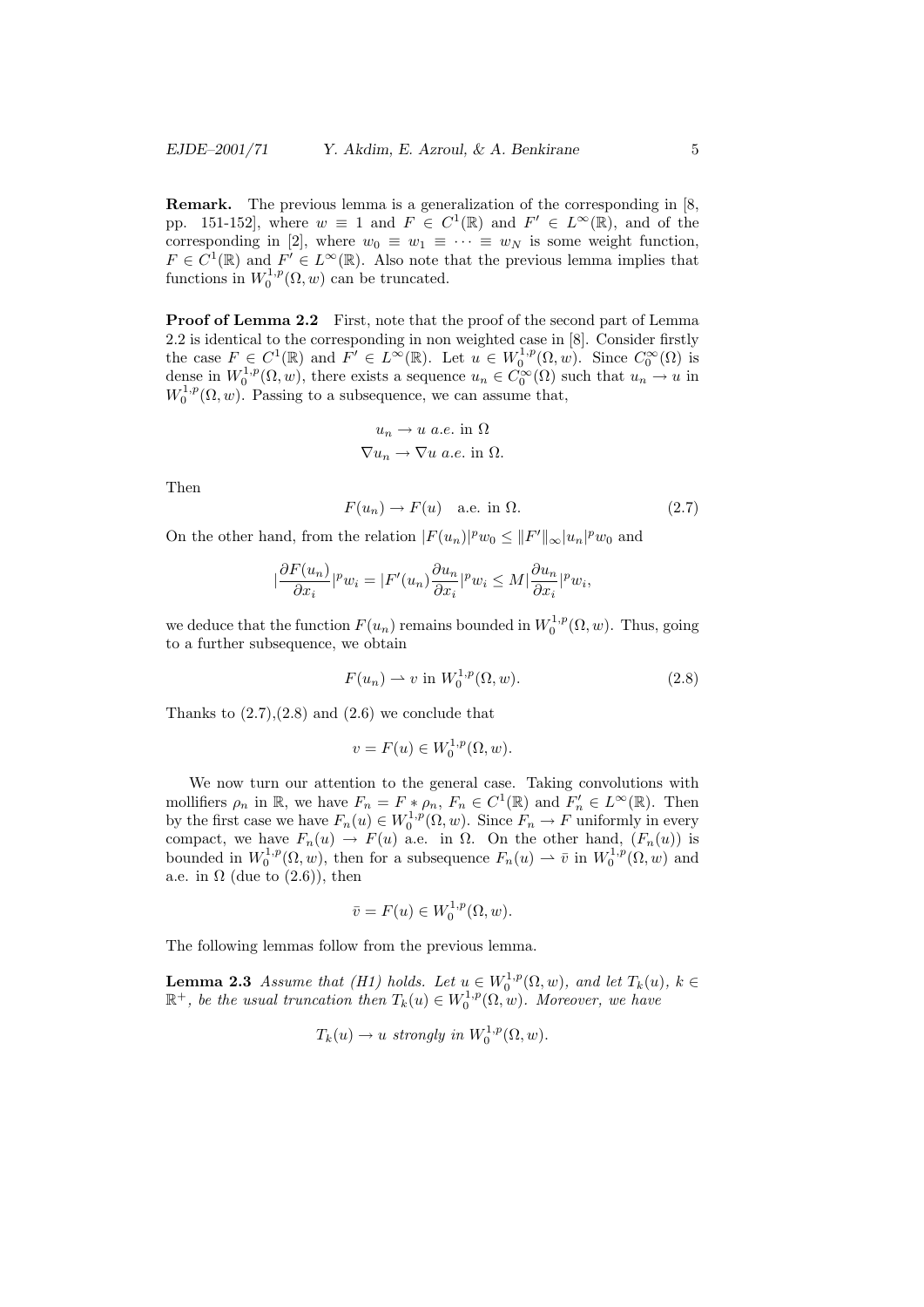**Remark.** The previous lemma is a generalization of the corresponding in [8, pp. 151-152], where $w \equiv 1$ and $F \in C^1(\mathbb{R})$ and $F' \in L^\infty(\mathbb{R})$, and of the corresponding in [2], where $w_0 \equiv w_1 \equiv \cdots \equiv w_N$ is some weight function, $F \in C^1(\mathbb{R})$ and $F' \in L^\infty(\mathbb{R})$. Also note that the previous lemma implies that functions in $W_0^{1,p}(\Omega, w)$ can be truncated.

**Proof of Lemma 2.2** First, note that the proof of the second part of Lemma 2.2 is identical to the corresponding in non weighted case in [8]. Consider firstly the case $F \in C^1(\mathbb{R})$ and $F' \in L^\infty(\mathbb{R})$. Let $u \in W_0^{1,p}(\Omega, w)$. Since $C_0^\infty(\Omega)$ is dense in $W_0^{1,p}(\Omega, w)$, there exists a sequence $u_n \in C_0^\infty(\Omega)$ such that $u_n \to u$ in $W_0^{1,p}(\Omega, w)$. Passing to a subsequence, we can assume that,

$$u_n \to u \ a.e. \text{ in } \Omega$$
$$\nabla u_n \to \nabla u \ a.e. \text{ in } \Omega.$$

Then

$$F(u_n) \to F(u) \quad \text{a.e. in } \Omega. \tag{2.7}$$

On the other hand, from the relation $|F(u_n)|^p w_0 \leq \|F'\|_\infty |u_n|^p w_0$ and

$$|\frac{\partial F(u_n)}{\partial x_i}|^p w_i = |F'(u_n)\frac{\partial u_n}{\partial x_i}|^p w_i \leq M |\frac{\partial u_n}{\partial x_i}|^p w_i,$$

we deduce that the function $F(u_n)$ remains bounded in $W_0^{1,p}(\Omega, w)$. Thus, going to a further subsequence, we obtain

$$F(u_n) \rightharpoonup v \text{ in } W_0^{1,p}(\Omega, w). \tag{2.8}$$

Thanks to (2.7),(2.8) and (2.6) we conclude that

$$v = F(u) \in W_0^{1,p}(\Omega, w).$$

We now turn our attention to the general case. Taking convolutions with mollifiers $\rho_n$ in $\mathbb{R}$, we have $F_n = F * \rho_n$, $F_n \in C^1(\mathbb{R})$ and $F_n' \in L^\infty(\mathbb{R})$. Then by the first case we have $F_n(u) \in W_0^{1,p}(\Omega, w)$. Since $F_n \to F$ uniformly in every compact, we have $F_n(u) \to F(u)$ a.e. in $\Omega$. On the other hand, $(F_n(u))$ is bounded in $W_0^{1,p}(\Omega, w)$, then for a subsequence $F_n(u) \rightharpoonup \bar{v}$ in $W_0^{1,p}(\Omega, w)$ and a.e. in $\Omega$ (due to (2.6)), then

$$\bar{v} = F(u) \in W_0^{1,p}(\Omega, w).$$

The following lemmas follow from the previous lemma.

**Lemma 2.3** *Assume that (H1) holds. Let $u \in W_0^{1,p}(\Omega, w)$, and let $T_k(u)$, $k \in \mathbb{R}^+$, be the usual truncation then $T_k(u) \in W_0^{1,p}(\Omega, w)$. Moreover, we have*

$$T_k(u) \to u \textit{ strongly in } W_0^{1,p}(\Omega, w).$$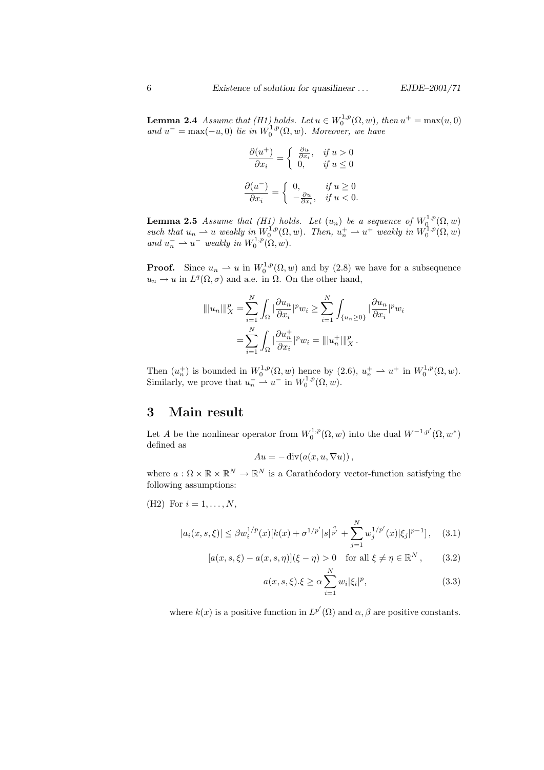**Lemma 2.4** *Assume that (H1) holds. Let $u \in W_0^{1,p}(\Omega, w)$, then $u^+ = \max(u, 0)$ and $u^- = \max(-u, 0)$ lie in $W_0^{1,p}(\Omega, w)$. Moreover, we have*

$$\frac{\partial(u^+)}{\partial x_i} = \begin{cases} \frac{\partial u}{\partial x_i}, & \text{if } u > 0 \\ 0, & \text{if } u \leq 0 \end{cases}$$

$$\frac{\partial(u^-)}{\partial x_i} = \begin{cases} 0, & \text{if } u \geq 0 \\ -\frac{\partial u}{\partial x_i}, & \text{if } u < 0. \end{cases}$$

**Lemma 2.5** *Assume that (H1) holds. Let $(u_n)$ be a sequence of $W_0^{1,p}(\Omega, w)$ such that $u_n \rightharpoonup u$ weakly in $W_0^{1,p}(\Omega, w)$. Then, $u_n^+ \rightharpoonup u^+$ weakly in $W_0^{1,p}(\Omega, w)$ and $u_n^- \rightharpoonup u^-$ weakly in $W_0^{1,p}(\Omega, w)$.*

**Proof.** Since $u_n \rightharpoonup u$ in $W_0^{1,p}(\Omega, w)$ and by (2.8) we have for a subsequence $u_n \to u$ in $L^q(\Omega, \sigma)$ and a.e. in $\Omega$. On the other hand,

$$\begin{aligned} |||u_n|||_X^p &= \sum_{i=1}^N \int_\Omega |\frac{\partial u_n}{\partial x_i}|^p w_i \geq \sum_{i=1}^N \int_{\{u_n \geq 0\}} |\frac{\partial u_n}{\partial x_i}|^p w_i \\ &= \sum_{i=1}^N \int_\Omega |\frac{\partial u_n^+}{\partial x_i}|^p w_i = |||u_n^+|||_X^p . \end{aligned}$$

Then $(u_n^+)$ is bounded in $W_0^{1,p}(\Omega, w)$ hence by (2.6), $u_n^+ \rightharpoonup u^+$ in $W_0^{1,p}(\Omega, w)$. Similarly, we prove that $u_n^- \rightharpoonup u^-$ in $W_0^{1,p}(\Omega, w)$.

# 3 Main result

Let $A$ be the nonlinear operator from $W_0^{1,p}(\Omega, w)$ into the dual $W^{-1,p'}(\Omega, w^*)$ defined as

$$Au = -\operatorname{div}(a(x, u, \nabla u)),$$

where $a : \Omega \times \mathbb{R} \times \mathbb{R}^N \to \mathbb{R}^N$ is a Carathéodory vector-function satisfying the following assumptions:

(H2) For $i = 1, \ldots, N$,

$$|a_i(x, s, \xi)| \leq \beta w_i^{1/p}(x)[k(x) + \sigma^{1/p'}|s|^{\frac{q}{p'}} + \sum_{j=1}^N w_j^{1/p'}(x)|\xi_j|^{p-1}], \quad (3.1)$$

$$[a(x, s, \xi) - a(x, s, \eta)](\xi - \eta) > 0 \quad \text{for all } \xi \neq \eta \in \mathbb{R}^N, \quad (3.2)$$

$$a(x, s, \xi).\xi \geq \alpha \sum_{i=1}^N w_i |\xi_i|^p, \quad (3.3)$$

where $k(x)$ is a positive function in $L^{p'}(\Omega)$ and $\alpha, \beta$ are positive constants.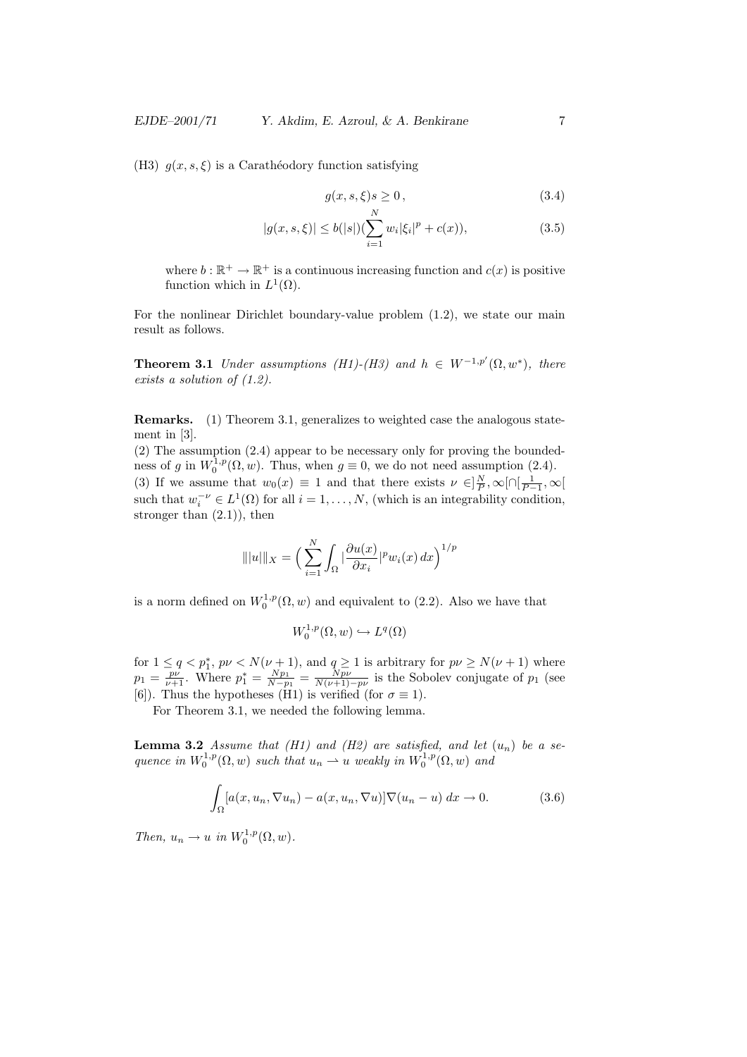(H3) $g(x, s, \xi)$ is a Carathéodory function satisfying

$$g(x, s, \xi)s \geq 0\,, \tag{3.4}$$

$$|g(x, s, \xi)| \leq b(|s|)(\sum_{i=1}^{N} w_i|\xi_i|^p + c(x)), \tag{3.5}$$

where $b : \mathbb{R}^+ \to \mathbb{R}^+$ is a continuous increasing function and $c(x)$ is positive function which in $L^1(\Omega)$.

For the nonlinear Dirichlet boundary-value problem (1.2), we state our main result as follows.

**Theorem 3.1** *Under assumptions (H1)-(H3) and $h \in W^{-1,p'}(\Omega, w^*)$, there exists a solution of (1.2).*

**Remarks.** (1) Theorem 3.1, generalizes to weighted case the analogous statement in [3].

(2) The assumption (2.4) appear to be necessary only for proving the boundedness of $g$ in $W_0^{1,p}(\Omega, w)$. Thus, when $g \equiv 0$, we do not need assumption (2.4).

(3) If we assume that $w_0(x) \equiv 1$ and that there exists $\nu \in ]\frac{N}{P}, \infty[\cap[\frac{1}{P-1}, \infty[$ such that $w_i^{-\nu} \in L^1(\Omega)$ for all $i = 1, \dots, N$, (which is an integrability condition, stronger than (2.1)), then

$$|||u|||_X = \Big(\sum_{i=1}^{N} \int_\Omega |\frac{\partial u(x)}{\partial x_i}|^p w_i(x)\, dx\Big)^{1/p}$$

is a norm defined on $W_0^{1,p}(\Omega, w)$ and equivalent to (2.2). Also we have that

$$W_0^{1,p}(\Omega, w) \hookrightarrow L^q(\Omega)$$

for $1 \leq q < p_1^*$, $p\nu < N(\nu + 1)$, and $q \geq 1$ is arbitrary for $p\nu \geq N(\nu + 1)$ where $p_1 = \frac{p\nu}{\nu+1}$. Where $p_1^* = \frac{Np_1}{N-p_1} = \frac{Np\nu}{N(\nu+1)-p\nu}$ is the Sobolev conjugate of $p_1$ (see [6]). Thus the hypotheses (H1) is verified (for $\sigma \equiv 1$).

For Theorem 3.1, we needed the following lemma.

**Lemma 3.2** *Assume that (H1) and (H2) are satisfied, and let $(u_n)$ be a sequence in $W_0^{1,p}(\Omega, w)$ such that $u_n \rightharpoonup u$ weakly in $W_0^{1,p}(\Omega, w)$ and*

$$\int_\Omega [a(x, u_n, \nabla u_n) - a(x, u_n, \nabla u)]\nabla(u_n - u)\, dx \to 0. \tag{3.6}$$

*Then, $u_n \to u$ in $W_0^{1,p}(\Omega, w)$.*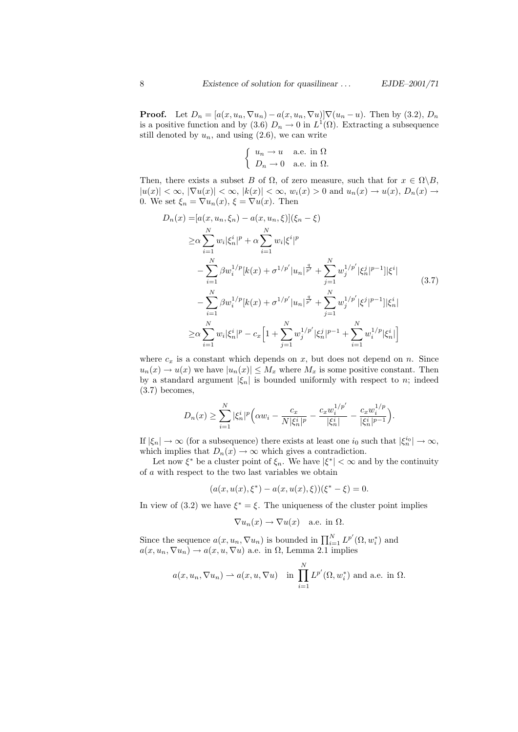**Proof.** Let $D_n = [a(x, u_n, \nabla u_n) - a(x, u_n, \nabla u)]\nabla(u_n - u)$. Then by (3.2), $D_n$ is a positive function and by (3.6) $D_n \to 0$ in $L^1(\Omega)$. Extracting a subsequence still denoted by $u_n$, and using (2.6), we can write

$$\begin{cases} u_n \to u & \text{a.e. in } \Omega \\ D_n \to 0 & \text{a.e. in } \Omega. \end{cases}$$

Then, there exists a subset $B$ of $\Omega$, of zero measure, such that for $x \in \Omega \backslash B$, $|u(x)| < \infty$, $|\nabla u(x)| < \infty$, $|k(x)| < \infty$, $w_i(x) > 0$ and $u_n(x) \to u(x)$, $D_n(x) \to 0$. We set $\xi_n = \nabla u_n(x)$, $\xi = \nabla u(x)$. Then

$$\begin{aligned} D_n(x) =& [a(x, u_n, \xi_n) - a(x, u_n, \xi)](\xi_n - \xi) \\ \geq& \alpha \sum_{i=1}^{N} w_i |\xi_n^i|^p + \alpha \sum_{i=1}^{N} w_i |\xi^i|^p \\ &- \sum_{i=1}^{N} \beta w_i^{1/p} [k(x) + \sigma^{1/p'} |u_n|^{\frac{q}{p'}} + \sum_{j=1}^{N} w_j^{1/p'} |\xi_n^j|^{p-1}] |\xi^i| \\ &- \sum_{i=1}^{N} \beta w_i^{1/p} [k(x) + \sigma^{1/p'} |u_n|^{\frac{q}{p'}} + \sum_{j=1}^{N} w_j^{1/p'} |\xi^j|^{p-1}] |\xi_n^i| \\ \geq& \alpha \sum_{i=1}^{N} w_i |\xi_n^i|^p - c_x \Big[ 1 + \sum_{j=1}^{N} w_j^{1/p'} |\xi_n^j|^{p-1} + \sum_{i=1}^{N} w_i^{1/p} |\xi_n^i| \Big] \end{aligned} \tag{3.7}$$

where $c_x$ is a constant which depends on $x$, but does not depend on $n$. Since $u_n(x) \to u(x)$ we have $|u_n(x)| \leq M_x$ where $M_x$ is some positive constant. Then by a standard argument $|\xi_n|$ is bounded uniformly with respect to $n$; indeed (3.7) becomes,

$$D_n(x) \geq \sum_{i=1}^{N} |\xi_n^i|^p \Big( \alpha w_i - \frac{c_x}{N|\xi_n^i|^p} - \frac{c_x w_i^{1/p'}}{|\xi_n^i|} - \frac{c_x w_i^{1/p}}{|\xi_n^i|^{p-1}} \Big).$$

If $|\xi_n| \to \infty$ (for a subsequence) there exists at least one $i_0$ such that $|\xi_n^{i_0}| \to \infty$, which implies that $D_n(x) \to \infty$ which gives a contradiction.

Let now $\xi^*$ be a cluster point of $\xi_n$. We have $|\xi^*| < \infty$ and by the continuity of $a$ with respect to the two last variables we obtain

$$(a(x, u(x), \xi^*) - a(x, u(x), \xi))(\xi^* - \xi) = 0.$$

In view of (3.2) we have $\xi^* = \xi$. The uniqueness of the cluster point implies

$$\nabla u_n(x) \to \nabla u(x) \quad \text{a.e. in } \Omega.$$

Since the sequence $a(x, u_n, \nabla u_n)$ is bounded in $\prod_{i=1}^{N} L^{p'}(\Omega, w_i^*)$ and $a(x, u_n, \nabla u_n) \to a(x, u, \nabla u)$ a.e. in $\Omega$, Lemma 2.1 implies

$$a(x, u_n, \nabla u_n) \rightharpoonup a(x, u, \nabla u) \quad \text{in } \prod_{i=1}^{N} L^{p'}(\Omega, w_i^*) \text{ and a.e. in } \Omega.$$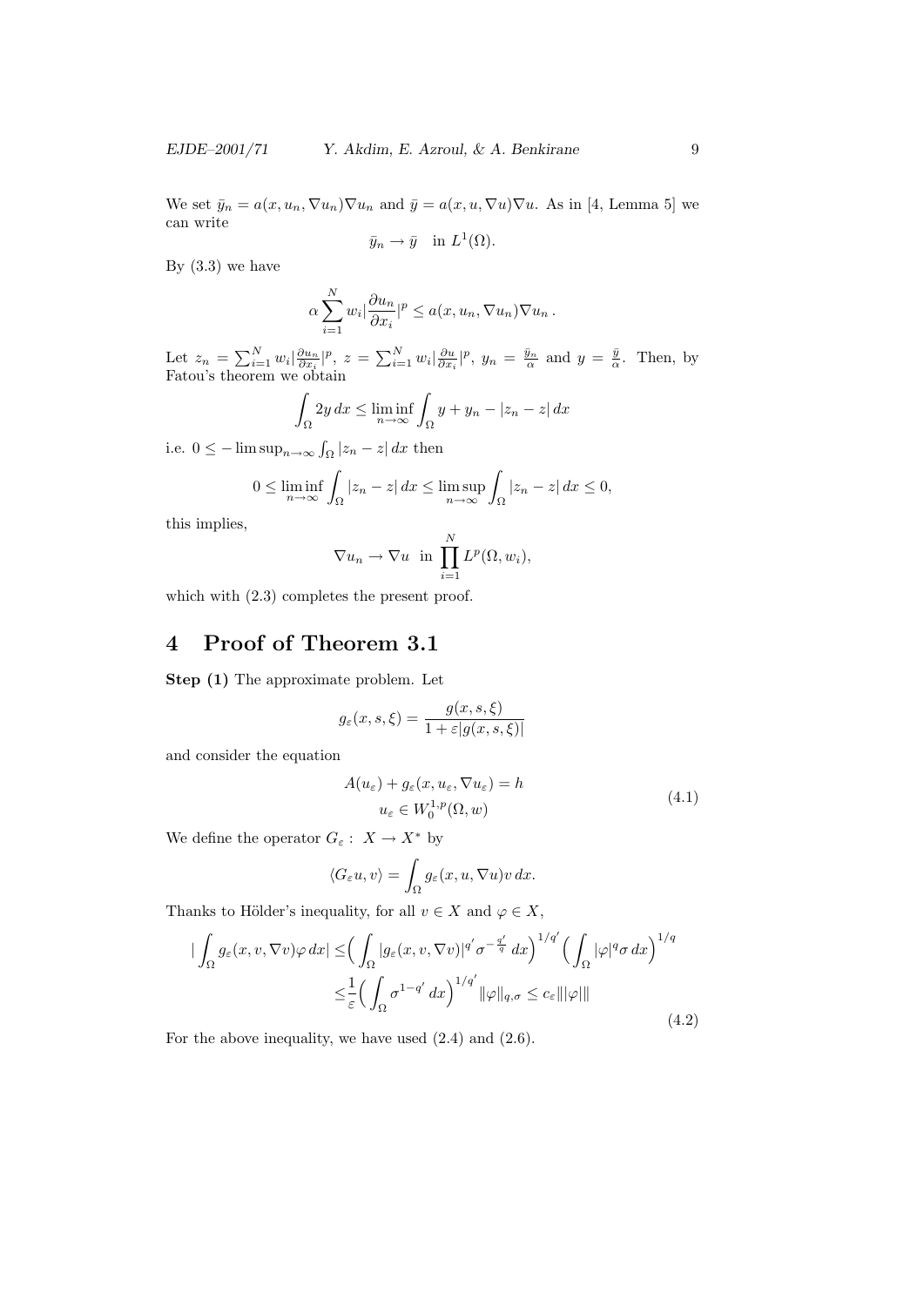We set $\bar{y}_n = a(x, u_n, \nabla u_n)\nabla u_n$ and $\bar{y} = a(x, u, \nabla u)\nabla u$. As in [4, Lemma 5] we can write

$$\bar{y}_n \to \bar{y} \quad \text{in } L^1(\Omega).$$

By (3.3) we have

$$\alpha \sum_{i=1}^{N} w_i \Big|\frac{\partial u_n}{\partial x_i}\Big|^p \le a(x, u_n, \nabla u_n)\nabla u_n\,.$$

Let $z_n = \sum_{i=1}^{N} w_i |\frac{\partial u_n}{\partial x_i}|^p$, $z = \sum_{i=1}^{N} w_i |\frac{\partial u}{\partial x_i}|^p$, $y_n = \frac{\bar{y}_n}{\alpha}$ and $y = \frac{\bar{y}}{\alpha}$. Then, by Fatou's theorem we obtain

$$\int_\Omega 2y\,dx \le \liminf_{n\to\infty} \int_\Omega y + y_n - |z_n - z|\,dx$$

i.e. $0 \le -\limsup_{n\to\infty} \int_\Omega |z_n - z|\,dx$ then

$$0 \le \liminf_{n\to\infty} \int_\Omega |z_n - z|\,dx \le \limsup_{n\to\infty} \int_\Omega |z_n - z|\,dx \le 0,$$

this implies,

$$\nabla u_n \to \nabla u \ \text{ in } \prod_{i=1}^{N} L^p(\Omega, w_i),$$

which with (2.3) completes the present proof.

# 4 Proof of Theorem 3.1

**Step (1)** The approximate problem. Let

$$g_\varepsilon(x, s, \xi) = \frac{g(x, s, \xi)}{1 + \varepsilon |g(x, s, \xi)|}$$

and consider the equation

$$\begin{gathered} A(u_\varepsilon) + g_\varepsilon(x, u_\varepsilon, \nabla u_\varepsilon) = h \\ u_\varepsilon \in W_0^{1,p}(\Omega, w) \end{gathered} \tag{4.1}$$

We define the operator $G_\varepsilon :\ X \to X^*$ by

$$\langle G_\varepsilon u, v\rangle = \int_\Omega g_\varepsilon(x, u, \nabla u) v\,dx.$$

Thanks to Hölder's inequality, for all $v \in X$ and $\varphi \in X$,

$$\begin{aligned} \Big|\int_\Omega g_\varepsilon(x, v, \nabla v)\varphi\,dx\Big| &\le \Big(\int_\Omega |g_\varepsilon(x, v, \nabla v)|^{q'} \sigma^{-\frac{q'}{q}}\,dx\Big)^{1/q'} \Big(\int_\Omega |\varphi|^q \sigma\,dx\Big)^{1/q} \\ &\le \frac{1}{\varepsilon}\Big(\int_\Omega \sigma^{1-q'}\,dx\Big)^{1/q'} \|\varphi\|_{q,\sigma} \le c_\varepsilon \||\varphi|\| \end{aligned} \tag{4.2}$$

For the above inequality, we have used (2.4) and (2.6).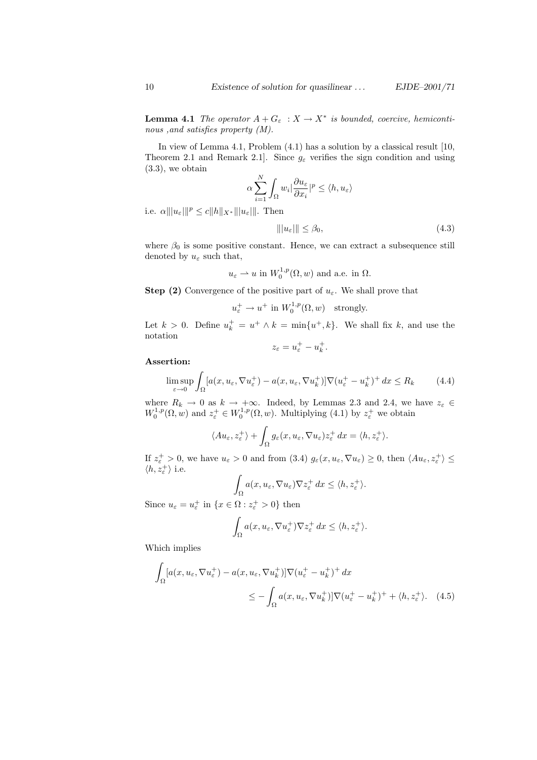**Lemma 4.1** *The operator $A + G_\varepsilon\ : X \to X^*$ is bounded, coercive, hemicontinuous ,and satisfies property (M).*

In view of Lemma 4.1, Problem (4.1) has a solution by a classical result [10, Theorem 2.1 and Remark 2.1]. Since $g_\varepsilon$ verifies the sign condition and using (3.3), we obtain

$$\alpha \sum_{i=1}^{N} \int_\Omega w_i |\frac{\partial u_\varepsilon}{\partial x_i}|^p \leq \langle h, u_\varepsilon \rangle$$

i.e. $\alpha |||u_\varepsilon|||^p \leq c\|h\|_{X^*} |||u_\varepsilon|||$. Then

$$|||u_\varepsilon||| \leq \beta_0, \tag{4.3}$$

where $\beta_0$ is some positive constant. Hence, we can extract a subsequence still denoted by $u_\varepsilon$ such that,

$$u_\varepsilon \rightharpoonup u \text{ in } W_0^{1,p}(\Omega, w) \text{ and a.e. in } \Omega.$$

**Step (2)** Convergence of the positive part of $u_\varepsilon$. We shall prove that

$$u_\varepsilon^+ \to u^+ \text{ in } W_0^{1,p}(\Omega, w) \quad \text{strongly.}$$

Let $k > 0$. Define $u_k^+ = u^+ \wedge k = \min\{u^+, k\}$. We shall fix $k$, and use the notation

$$z_\varepsilon = u_\varepsilon^+ - u_k^+.$$

**Assertion:**

$$\limsup_{\varepsilon \to 0} \int_\Omega [a(x, u_\varepsilon, \nabla u_\varepsilon^+) - a(x, u_\varepsilon, \nabla u_k^+)] \nabla (u_\varepsilon^+ - u_k^+)^+ \, dx \leq R_k \tag{4.4}$$

where $R_k \to 0$ as $k \to +\infty$. Indeed, by Lemmas 2.3 and 2.4, we have $z_\varepsilon \in W_0^{1,p}(\Omega, w)$ and $z_\varepsilon^+ \in W_0^{1,p}(\Omega, w)$. Multiplying (4.1) by $z_\varepsilon^+$ we obtain

$$\langle A u_\varepsilon, z_\varepsilon^+ \rangle + \int_\Omega g_\varepsilon(x, u_\varepsilon, \nabla u_\varepsilon) z_\varepsilon^+ \, dx = \langle h, z_\varepsilon^+ \rangle.$$

If $z_\varepsilon^+ > 0$, we have $u_\varepsilon > 0$ and from (3.4) $g_\varepsilon(x, u_\varepsilon, \nabla u_\varepsilon) \geq 0$, then $\langle A u_\varepsilon, z_\varepsilon^+ \rangle \leq \langle h, z_\varepsilon^+ \rangle$ i.e.

$$\int_\Omega a(x, u_\varepsilon, \nabla u_\varepsilon) \nabla z_\varepsilon^+ \, dx \leq \langle h, z_\varepsilon^+ \rangle.$$

Since $u_\varepsilon = u_\varepsilon^+$ in $\{x \in \Omega : z_\varepsilon^+ > 0\}$ then

$$\int_\Omega a(x, u_\varepsilon, \nabla u_\varepsilon^+) \nabla z_\varepsilon^+ \, dx \leq \langle h, z_\varepsilon^+ \rangle.$$

Which implies

$$\begin{aligned} \int_\Omega [a(x, u_\varepsilon, \nabla u_\varepsilon^+) - a(x, u_\varepsilon, \nabla u_k^+)] \nabla (u_\varepsilon^+ - u_k^+)^+ \, dx \\ \leq - \int_\Omega a(x, u_\varepsilon, \nabla u_k^+)] \nabla (u_\varepsilon^+ - u_k^+)^+ + \langle h, z_\varepsilon^+ \rangle. \end{aligned} \tag{4.5}$$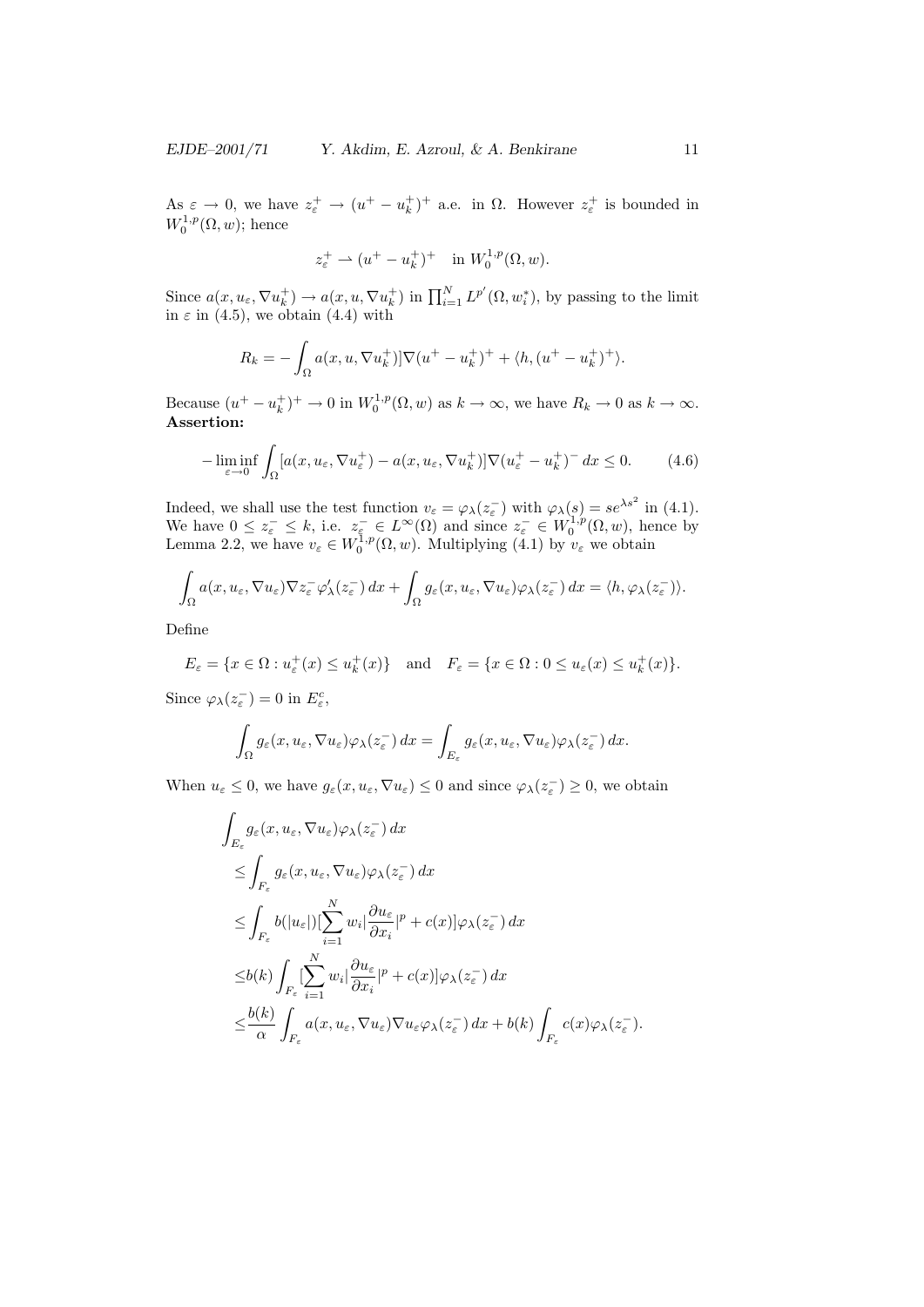As $\varepsilon \to 0$, we have $z_\varepsilon^+ \to (u^+ - u_k^+)^+$ a.e. in $\Omega$. However $z_\varepsilon^+$ is bounded in $W_0^{1,p}(\Omega, w)$; hence

$$z_\varepsilon^+ \rightharpoonup (u^+ - u_k^+)^+ \quad \text{in } W_0^{1,p}(\Omega, w).$$

Since $a(x, u_\varepsilon, \nabla u_k^+) \to a(x, u, \nabla u_k^+)$ in $\prod_{i=1}^N L^{p'}(\Omega, w_i^*)$, by passing to the limit in $\varepsilon$ in (4.5), we obtain (4.4) with

$$R_k = -\int_\Omega a(x, u, \nabla u_k^+)]\nabla(u^+ - u_k^+)^+ + \langle h, (u^+ - u_k^+)^+\rangle.$$

Because $(u^+ - u_k^+)^+ \to 0$ in $W_0^{1,p}(\Omega, w)$ as $k \to \infty$, we have $R_k \to 0$ as $k \to \infty$.
**Assertion:**

$$-\liminf_{\varepsilon \to 0} \int_\Omega [a(x, u_\varepsilon, \nabla u_\varepsilon^+) - a(x, u_\varepsilon, \nabla u_k^+)]\nabla(u_\varepsilon^+ - u_k^+)^- \, dx \le 0. \tag{4.6}$$

Indeed, we shall use the test function $v_\varepsilon = \varphi_\lambda(z_\varepsilon^-)$ with $\varphi_\lambda(s) = se^{\lambda s^2}$ in (4.1). We have $0 \le z_\varepsilon^- \le k$, i.e. $z_\varepsilon^- \in L^\infty(\Omega)$ and since $z_\varepsilon^- \in W_0^{1,p}(\Omega, w)$, hence by Lemma 2.2, we have $v_\varepsilon \in W_0^{1,p}(\Omega, w)$. Multiplying (4.1) by $v_\varepsilon$ we obtain

$$\int_\Omega a(x, u_\varepsilon, \nabla u_\varepsilon)\nabla z_\varepsilon^- \varphi_\lambda'(z_\varepsilon^-)\, dx + \int_\Omega g_\varepsilon(x, u_\varepsilon, \nabla u_\varepsilon)\varphi_\lambda(z_\varepsilon^-)\, dx = \langle h, \varphi_\lambda(z_\varepsilon^-)\rangle.$$

Define

$$E_\varepsilon = \{x \in \Omega : u_\varepsilon^+(x) \le u_k^+(x)\} \quad \text{and} \quad F_\varepsilon = \{x \in \Omega : 0 \le u_\varepsilon(x) \le u_k^+(x)\}.$$

Since $\varphi_\lambda(z_\varepsilon^-) = 0$ in $E_\varepsilon^c$,

$$\int_\Omega g_\varepsilon(x, u_\varepsilon, \nabla u_\varepsilon)\varphi_\lambda(z_\varepsilon^-)\, dx = \int_{E_\varepsilon} g_\varepsilon(x, u_\varepsilon, \nabla u_\varepsilon)\varphi_\lambda(z_\varepsilon^-)\, dx.$$

When $u_\varepsilon \le 0$, we have $g_\varepsilon(x, u_\varepsilon, \nabla u_\varepsilon) \le 0$ and since $\varphi_\lambda(z_\varepsilon^-) \ge 0$, we obtain

$$\begin{aligned}
&\int_{E_\varepsilon} g_\varepsilon(x, u_\varepsilon, \nabla u_\varepsilon)\varphi_\lambda(z_\varepsilon^-)\, dx \\
&\le \int_{F_\varepsilon} g_\varepsilon(x, u_\varepsilon, \nabla u_\varepsilon)\varphi_\lambda(z_\varepsilon^-)\, dx \\
&\le \int_{F_\varepsilon} b(|u_\varepsilon|)[\sum_{i=1}^N w_i |\frac{\partial u_\varepsilon}{\partial x_i}|^p + c(x)]\varphi_\lambda(z_\varepsilon^-)\, dx \\
&\le b(k)\int_{F_\varepsilon} [\sum_{i=1}^N w_i |\frac{\partial u_\varepsilon}{\partial x_i}|^p + c(x)]\varphi_\lambda(z_\varepsilon^-)\, dx \\
&\le \frac{b(k)}{\alpha}\int_{F_\varepsilon} a(x, u_\varepsilon, \nabla u_\varepsilon)\nabla u_\varepsilon \varphi_\lambda(z_\varepsilon^-)\, dx + b(k)\int_{F_\varepsilon} c(x)\varphi_\lambda(z_\varepsilon^-).
\end{aligned}$$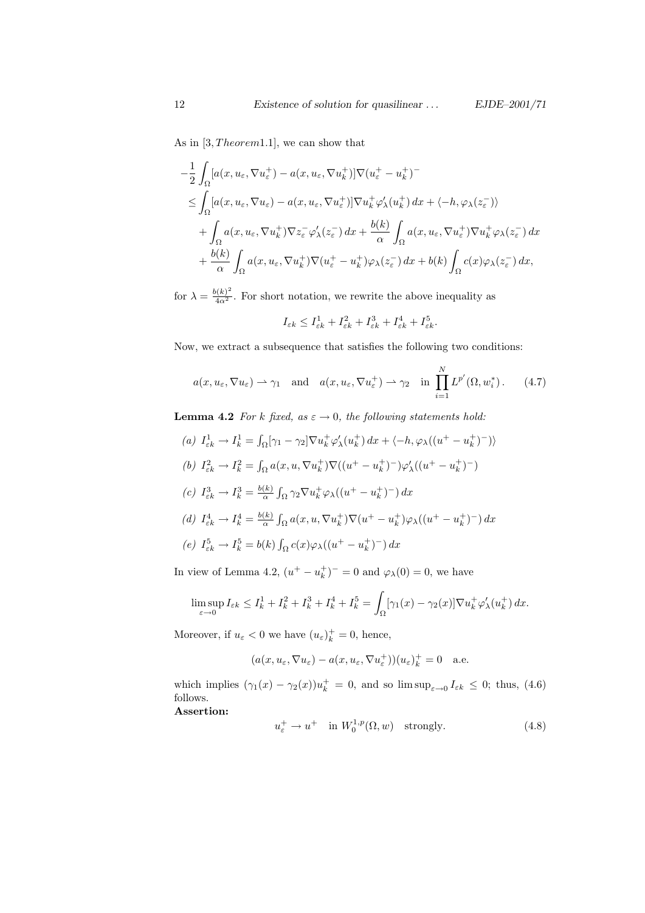As in [3, *Theorem*1.1], we can show that

$$
\begin{aligned}
&-\frac{1}{2}\int_\Omega [a(x,u_\varepsilon,\nabla u_\varepsilon^+) - a(x,u_\varepsilon,\nabla u_k^+)]\nabla (u_\varepsilon^+ - u_k^+)^- \\
&\le \int_\Omega [a(x,u_\varepsilon,\nabla u_\varepsilon) - a(x,u_\varepsilon,\nabla u_\varepsilon^+)]\nabla u_k^+ \varphi_\lambda'(u_k^+)\,dx + \langle -h, \varphi_\lambda(z_\varepsilon^-)\rangle \\
&\quad + \int_\Omega a(x,u_\varepsilon,\nabla u_k^+)\nabla z_\varepsilon^- \varphi_\lambda'(z_\varepsilon^-)\,dx + \frac{b(k)}{\alpha}\int_\Omega a(x,u_\varepsilon,\nabla u_\varepsilon^+)\nabla u_k^+ \varphi_\lambda(z_\varepsilon^-)\,dx \\
&\quad + \frac{b(k)}{\alpha}\int_\Omega a(x,u_\varepsilon,\nabla u_k^+)\nabla (u_\varepsilon^+ - u_k^+)\varphi_\lambda(z_\varepsilon^-)\,dx + b(k)\int_\Omega c(x)\varphi_\lambda(z_\varepsilon^-)\,dx,
\end{aligned}
$$

for $\lambda = \frac{b(k)^2}{4\alpha^2}$. For short notation, we rewrite the above inequality as

$$
I_{\varepsilon k} \le I_{\varepsilon k}^1 + I_{\varepsilon k}^2 + I_{\varepsilon k}^3 + I_{\varepsilon k}^4 + I_{\varepsilon k}^5 .
$$

Now, we extract a subsequence that satisfies the following two conditions:

$$
a(x,u_\varepsilon,\nabla u_\varepsilon) \rightharpoonup \gamma_1 \quad \text{and} \quad a(x,u_\varepsilon,\nabla u_\varepsilon^+) \rightharpoonup \gamma_2 \quad \text{in } \prod_{i=1}^N L^{p'}(\Omega, w_i^*)\,. \tag{4.7}
$$

**Lemma 4.2** *For $k$ fixed, as $\varepsilon \to 0$, the following statements hold:*

*(a)* $I_{\varepsilon k}^1 \to I_k^1 = \int_\Omega [\gamma_1 - \gamma_2]\nabla u_k^+ \varphi_\lambda'(u_k^+)\,dx + \langle -h, \varphi_\lambda((u^+ - u_k^+)^-)\rangle$

*(b)* $I_{\varepsilon k}^2 \to I_k^2 = \int_\Omega a(x,u,\nabla u_k^+)\nabla((u^+ - u_k^+)^-)\varphi_\lambda'((u^+ - u_k^+)^-)$

*(c)* $I_{\varepsilon k}^3 \to I_k^3 = \frac{b(k)}{\alpha}\int_\Omega \gamma_2 \nabla u_k^+ \varphi_\lambda((u^+ - u_k^+)^-)\,dx$

*(d)* $I_{\varepsilon k}^4 \to I_k^4 = \frac{b(k)}{\alpha}\int_\Omega a(x,u,\nabla u_k^+)\nabla(u^+ - u_k^+)\varphi_\lambda((u^+ - u_k^+)^-)\,dx$

*(e)* $I_{\varepsilon k}^5 \to I_k^5 = b(k)\int_\Omega c(x)\varphi_\lambda((u^+ - u_k^+)^-)\,dx$

In view of Lemma 4.2, $(u^+ - u_k^+)^- = 0$ and $\varphi_\lambda(0) = 0$, we have

$$
\limsup_{\varepsilon\to 0} I_{\varepsilon k} \le I_k^1 + I_k^2 + I_k^3 + I_k^4 + I_k^5 = \int_\Omega [\gamma_1(x) - \gamma_2(x)]\nabla u_k^+ \varphi_\lambda'(u_k^+)\,dx.
$$

Moreover, if $u_\varepsilon < 0$ we have $(u_\varepsilon)_k^+ = 0$, hence,

$$
(a(x,u_\varepsilon,\nabla u_\varepsilon) - a(x,u_\varepsilon,\nabla u_\varepsilon^+))(u_\varepsilon)_k^+ = 0 \quad \text{a.e.}
$$

which implies $(\gamma_1(x) - \gamma_2(x))u_k^+ = 0$, and so $\limsup_{\varepsilon\to 0} I_{\varepsilon k} \le 0$; thus, (4.6) follows.

**Assertion:**

$$
u_\varepsilon^+ \to u^+ \quad \text{in } W_0^{1,p}(\Omega, w) \quad \text{strongly.} \tag{4.8}
$$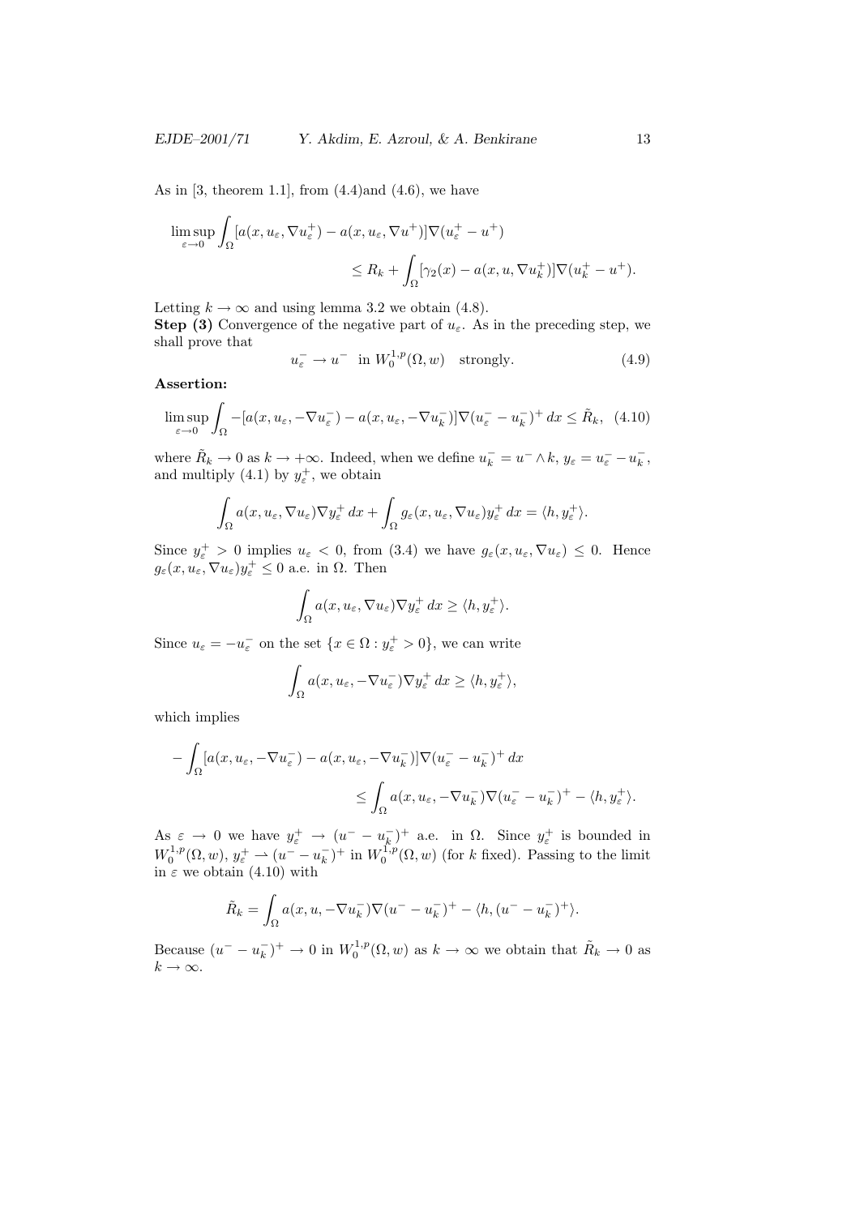As in [3, theorem 1.1], from (4.4)and (4.6), we have

$$\limsup_{\varepsilon\to 0}\int_\Omega [a(x,u_\varepsilon,\nabla u_\varepsilon^+) - a(x,u_\varepsilon,\nabla u^+)]\nabla(u_\varepsilon^+ - u^+) \le R_k + \int_\Omega [\gamma_2(x) - a(x,u,\nabla u_k^+)]\nabla(u_k^+ - u^+).$$

Letting $k\to\infty$ and using lemma 3.2 we obtain (4.8).

**Step (3)** Convergence of the negative part of $u_\varepsilon$. As in the preceding step, we shall prove that

$$u_\varepsilon^- \to u^- \quad \text{in } W_0^{1,p}(\Omega,w) \quad \text{strongly.} \tag{4.9}$$

**Assertion:**

$$\limsup_{\varepsilon\to 0}\int_\Omega -[a(x,u_\varepsilon,-\nabla u_\varepsilon^-) - a(x,u_\varepsilon,-\nabla u_k^-)]\nabla(u_\varepsilon^- - u_k^-)^+\,dx \le \tilde{R}_k, \tag{4.10}$$

where $\tilde{R}_k \to 0$ as $k\to+\infty$. Indeed, when we define $u_k^- = u^-\wedge k$, $y_\varepsilon = u_\varepsilon^- - u_k^-$, and multiply (4.1) by $y_\varepsilon^+$, we obtain

$$\int_\Omega a(x,u_\varepsilon,\nabla u_\varepsilon)\nabla y_\varepsilon^+\,dx + \int_\Omega g_\varepsilon(x,u_\varepsilon,\nabla u_\varepsilon)y_\varepsilon^+\,dx = \langle h, y_\varepsilon^+\rangle.$$

Since $y_\varepsilon^+ > 0$ implies $u_\varepsilon < 0$, from (3.4) we have $g_\varepsilon(x,u_\varepsilon,\nabla u_\varepsilon) \le 0$. Hence $g_\varepsilon(x,u_\varepsilon,\nabla u_\varepsilon)y_\varepsilon^+ \le 0$ a.e. in $\Omega$. Then

$$\int_\Omega a(x,u_\varepsilon,\nabla u_\varepsilon)\nabla y_\varepsilon^+\,dx \ge \langle h, y_\varepsilon^+\rangle.$$

Since $u_\varepsilon = -u_\varepsilon^-$ on the set $\{x\in\Omega : y_\varepsilon^+ > 0\}$, we can write

$$\int_\Omega a(x,u_\varepsilon,-\nabla u_\varepsilon^-)\nabla y_\varepsilon^+\,dx \ge \langle h, y_\varepsilon^+\rangle,$$

which implies

$$-\int_\Omega [a(x,u_\varepsilon,-\nabla u_\varepsilon^-) - a(x,u_\varepsilon,-\nabla u_k^-)]\nabla(u_\varepsilon^- - u_k^-)^+\,dx \le \int_\Omega a(x,u_\varepsilon,-\nabla u_k^-)\nabla(u_\varepsilon^- - u_k^-)^+ - \langle h, y_\varepsilon^+\rangle.$$

As $\varepsilon\to 0$ we have $y_\varepsilon^+ \to (u^- - u_k^-)^+$ a.e. in $\Omega$. Since $y_\varepsilon^+$ is bounded in $W_0^{1,p}(\Omega,w)$, $y_\varepsilon^+ \rightharpoonup (u^- - u_k^-)^+$ in $W_0^{1,p}(\Omega,w)$ (for $k$ fixed). Passing to the limit in $\varepsilon$ we obtain (4.10) with

$$\tilde{R}_k = \int_\Omega a(x,u,-\nabla u_k^-)\nabla(u^- - u_k^-)^+ - \langle h, (u^- - u_k^-)^+\rangle.$$

Because $(u^- - u_k^-)^+ \to 0$ in $W_0^{1,p}(\Omega,w)$ as $k\to\infty$ we obtain that $\tilde{R}_k \to 0$ as $k\to\infty$.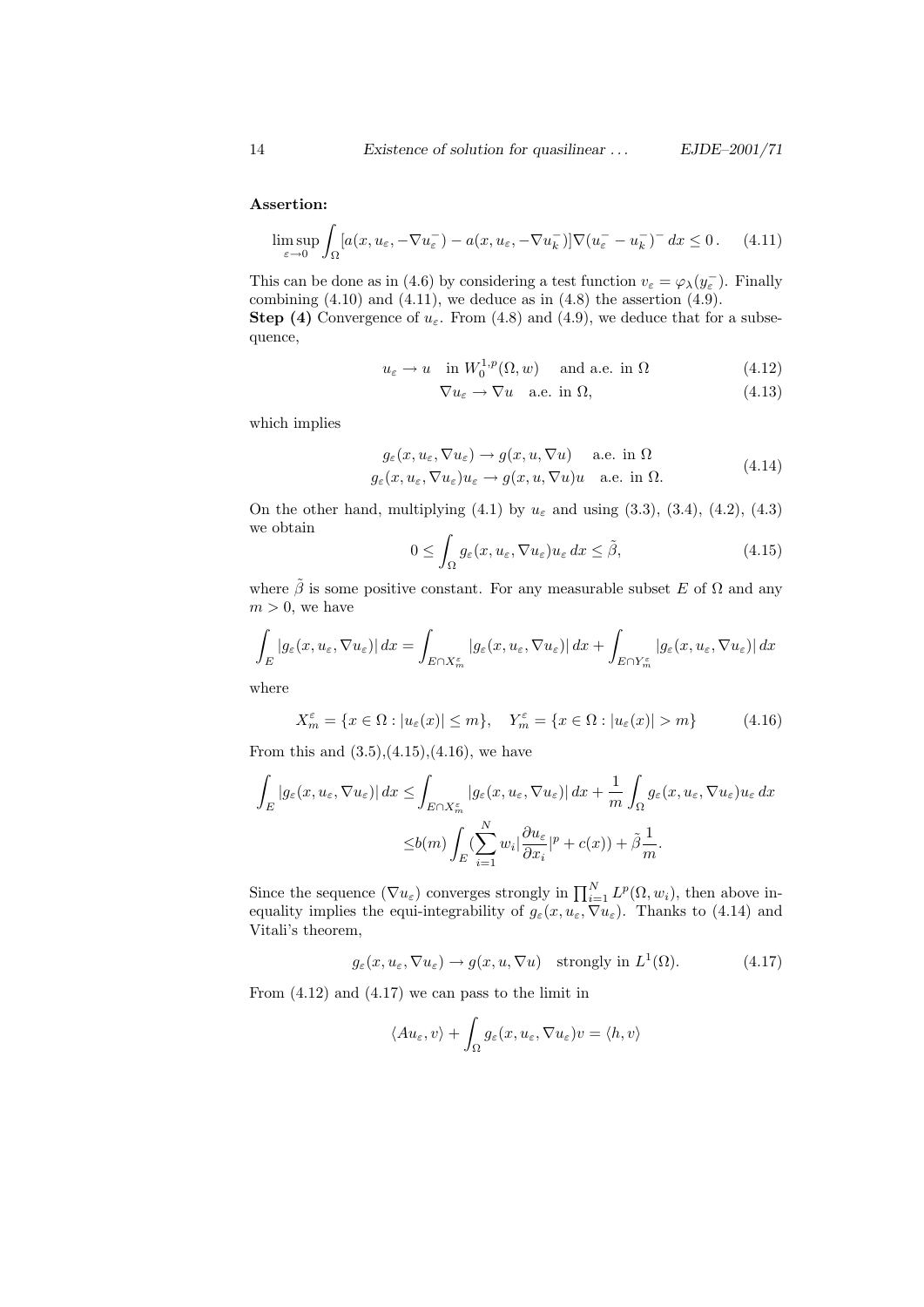**Assertion:**

$$\limsup_{\varepsilon\to 0}\int_\Omega [a(x,u_\varepsilon,-\nabla u_\varepsilon^-)-a(x,u_\varepsilon,-\nabla u_k^-)]\nabla(u_\varepsilon^- - u_k^-)^- \,dx \le 0\,. \tag{4.11}$$

This can be done as in (4.6) by considering a test function $v_\varepsilon = \varphi_\lambda(y_\varepsilon^-)$. Finally combining (4.10) and (4.11), we deduce as in (4.8) the assertion (4.9).

**Step (4)** Convergence of $u_\varepsilon$. From (4.8) and (4.9), we deduce that for a subsequence,

$$u_\varepsilon \to u \quad \text{in } W_0^{1,p}(\Omega,w) \quad \text{and a.e. in } \Omega \tag{4.12}$$

$$\nabla u_\varepsilon \to \nabla u \quad \text{a.e. in } \Omega, \tag{4.13}$$

which implies

$$\begin{aligned} &g_\varepsilon(x,u_\varepsilon,\nabla u_\varepsilon) \to g(x,u,\nabla u) \quad \text{a.e. in } \Omega \\ &g_\varepsilon(x,u_\varepsilon,\nabla u_\varepsilon)u_\varepsilon \to g(x,u,\nabla u)u \quad \text{a.e. in } \Omega. \end{aligned} \tag{4.14}$$

On the other hand, multiplying (4.1) by $u_\varepsilon$ and using (3.3), (3.4), (4.2), (4.3) we obtain

$$0 \le \int_\Omega g_\varepsilon(x,u_\varepsilon,\nabla u_\varepsilon)u_\varepsilon \,dx \le \tilde{\beta}, \tag{4.15}$$

where $\tilde{\beta}$ is some positive constant. For any measurable subset $E$ of $\Omega$ and any $m > 0$, we have

$$\int_E |g_\varepsilon(x,u_\varepsilon,\nabla u_\varepsilon)|\,dx = \int_{E\cap X_m^\varepsilon} |g_\varepsilon(x,u_\varepsilon,\nabla u_\varepsilon)|\,dx + \int_{E\cap Y_m^\varepsilon} |g_\varepsilon(x,u_\varepsilon,\nabla u_\varepsilon)|\,dx$$

where

$$X_m^\varepsilon = \{x\in\Omega : |u_\varepsilon(x)| \le m\}, \quad Y_m^\varepsilon = \{x\in\Omega : |u_\varepsilon(x)| > m\} \tag{4.16}$$

From this and (3.5),(4.15),(4.16), we have

$$\begin{aligned} \int_E |g_\varepsilon(x,u_\varepsilon,\nabla u_\varepsilon)|\,dx &\le \int_{E\cap X_m^\varepsilon} |g_\varepsilon(x,u_\varepsilon,\nabla u_\varepsilon)|\,dx + \frac{1}{m}\int_\Omega g_\varepsilon(x,u_\varepsilon,\nabla u_\varepsilon)u_\varepsilon\,dx \\ &\le b(m)\int_E (\sum_{i=1}^N w_i|\frac{\partial u_\varepsilon}{\partial x_i}|^p + c(x)) + \tilde{\beta}\frac{1}{m}. \end{aligned}$$

Since the sequence $(\nabla u_\varepsilon)$ converges strongly in $\prod_{i=1}^N L^p(\Omega,w_i)$, then above inequality implies the equi-integrability of $g_\varepsilon(x,u_\varepsilon,\nabla u_\varepsilon)$. Thanks to (4.14) and Vitali's theorem,

$$g_\varepsilon(x,u_\varepsilon,\nabla u_\varepsilon) \to g(x,u,\nabla u) \quad \text{strongly in } L^1(\Omega). \tag{4.17}$$

From (4.12) and (4.17) we can pass to the limit in

$$\langle Au_\varepsilon, v\rangle + \int_\Omega g_\varepsilon(x,u_\varepsilon,\nabla u_\varepsilon)v = \langle h, v\rangle$$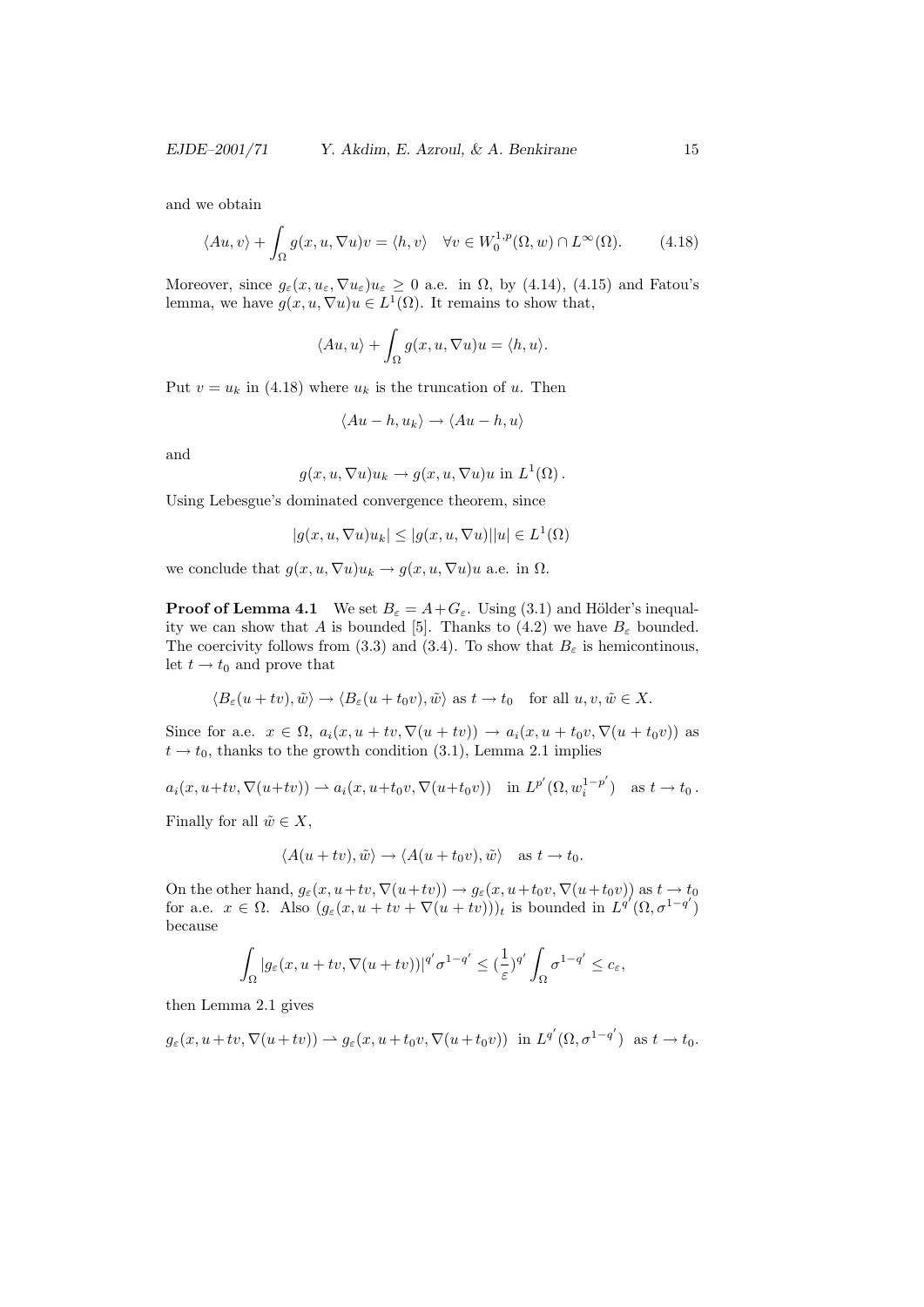and we obtain

$$\langle Au, v\rangle + \int_\Omega g(x,u,\nabla u)v = \langle h, v\rangle \quad \forall v \in W_0^{1,p}(\Omega, w) \cap L^\infty(\Omega). \tag{4.18}$$

Moreover, since $g_\varepsilon(x, u_\varepsilon, \nabla u_\varepsilon)u_\varepsilon \geq 0$ a.e. in $\Omega$, by (4.14), (4.15) and Fatou's lemma, we have $g(x, u, \nabla u)u \in L^1(\Omega)$. It remains to show that,

$$\langle Au, u\rangle + \int_\Omega g(x,u,\nabla u)u = \langle h, u\rangle.$$

Put $v = u_k$ in (4.18) where $u_k$ is the truncation of $u$. Then

$$\langle Au - h, u_k\rangle \to \langle Au - h, u\rangle$$

and

$$g(x,u,\nabla u)u_k \to g(x,u,\nabla u)u \text{ in } L^1(\Omega)\,.$$

Using Lebesgue's dominated convergence theorem, since

$$|g(x,u,\nabla u)u_k| \leq |g(x,u,\nabla u)||u| \in L^1(\Omega)$$

we conclude that $g(x,u,\nabla u)u_k \to g(x,u,\nabla u)u$ a.e. in $\Omega$.

**Proof of Lemma 4.1** We set $B_\varepsilon = A + G_\varepsilon$. Using (3.1) and Hölder's inequality we can show that $A$ is bounded [5]. Thanks to (4.2) we have $B_\varepsilon$ bounded. The coercivity follows from (3.3) and (3.4). To show that $B_\varepsilon$ is hemicontinous, let $t \to t_0$ and prove that

$$\langle B_\varepsilon(u+tv), \tilde{w}\rangle \to \langle B_\varepsilon(u+t_0v), \tilde{w}\rangle \text{ as } t \to t_0 \quad \text{for all } u, v, \tilde{w} \in X.$$

Since for a.e. $x \in \Omega$, $a_i(x, u+tv, \nabla(u+tv)) \to a_i(x, u+t_0v, \nabla(u+t_0v))$ as $t \to t_0$, thanks to the growth condition (3.1), Lemma 2.1 implies

$$a_i(x,u+tv,\nabla(u+tv)) \rightharpoonup a_i(x,u+t_0v,\nabla(u+t_0v)) \quad \text{in } L^{p'}(\Omega, w_i^{1-p'}) \quad \text{as } t \to t_0\,.$$

Finally for all $\tilde{w} \in X$,

$$\langle A(u+tv), \tilde{w}\rangle \to \langle A(u+t_0v), \tilde{w}\rangle \quad \text{as } t \to t_0.$$

On the other hand, $g_\varepsilon(x, u+tv, \nabla(u+tv)) \to g_\varepsilon(x, u+t_0v, \nabla(u+t_0v))$ as $t \to t_0$ for a.e. $x \in \Omega$. Also $(g_\varepsilon(x, u+tv+\nabla(u+tv)))_t$ is bounded in $L^{q'}(\Omega, \sigma^{1-q'})$ because

$$\int_\Omega |g_\varepsilon(x,u+tv,\nabla(u+tv))|^{q'}\sigma^{1-q'} \leq (\frac{1}{\varepsilon})^{q'} \int_\Omega \sigma^{1-q'} \leq c_\varepsilon,$$

then Lemma 2.1 gives

$$g_\varepsilon(x,u+tv,\nabla(u+tv)) \rightharpoonup g_\varepsilon(x,u+t_0v,\nabla(u+t_0v)) \text{ in } L^{q'}(\Omega,\sigma^{1-q'}) \text{ as } t \to t_0.$$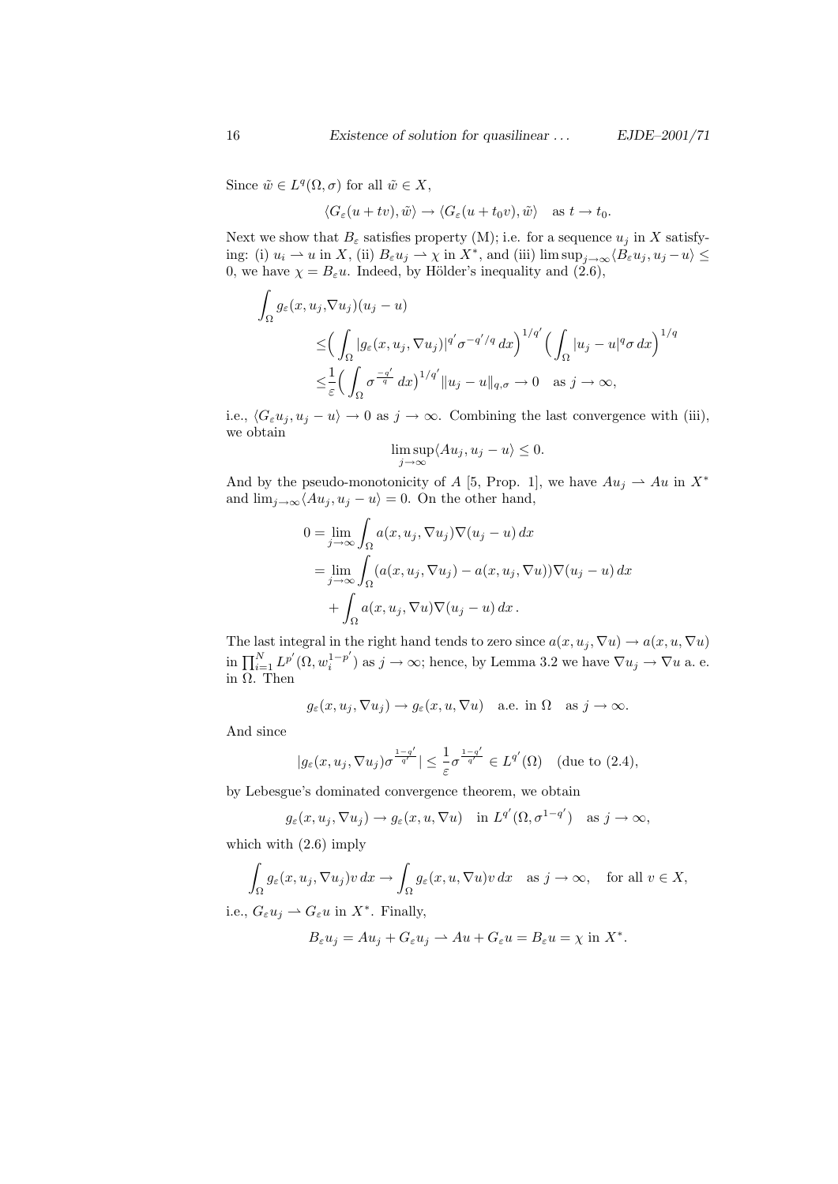Since $\tilde{w} \in L^q(\Omega, \sigma)$ for all $\tilde{w} \in X$,

$$\langle G_\varepsilon(u + tv), \tilde{w} \rangle \to \langle G_\varepsilon(u + t_0 v), \tilde{w} \rangle \quad \text{as } t \to t_0.$$

Next we show that $B_\varepsilon$ satisfies property (M); i.e. for a sequence $u_j$ in $X$ satisfying: (i) $u_i \rightharpoonup u$ in $X$, (ii) $B_\varepsilon u_j \rightharpoonup \chi$ in $X^*$, and (iii) $\limsup_{j\to\infty} \langle B_\varepsilon u_j, u_j - u\rangle \leq 0$, we have $\chi = B_\varepsilon u$. Indeed, by Hölder's inequality and (2.6),

$$\begin{aligned}
\int_\Omega & g_\varepsilon(x, u_j, \nabla u_j)(u_j - u) \\
&\leq \Big( \int_\Omega |g_\varepsilon(x, u_j, \nabla u_j)|^{q'} \sigma^{-q'/q}\, dx \Big)^{1/q'} \Big( \int_\Omega |u_j - u|^q \sigma\, dx \Big)^{1/q} \\
&\leq \frac{1}{\varepsilon} \Big( \int_\Omega \sigma^{\frac{-q'}{q}}\, dx \Big)^{1/q'} \|u_j - u\|_{q,\sigma} \to 0 \quad \text{as } j \to \infty,
\end{aligned}$$

i.e., $\langle G_\varepsilon u_j, u_j - u\rangle \to 0$ as $j \to \infty$. Combining the last convergence with (iii), we obtain

$$\limsup_{j\to\infty} \langle A u_j, u_j - u\rangle \leq 0.$$

And by the pseudo-monotonicity of $A$ [5, Prop. 1], we have $Au_j \rightharpoonup Au$ in $X^*$ and $\lim_{j\to\infty}\langle Au_j, u_j - u\rangle = 0$. On the other hand,

$$\begin{aligned}
0 &= \lim_{j\to\infty} \int_\Omega a(x, u_j, \nabla u_j) \nabla(u_j - u)\, dx \\
&= \lim_{j\to\infty} \int_\Omega (a(x, u_j, \nabla u_j) - a(x, u_j, \nabla u)) \nabla(u_j - u)\, dx \\
&\quad + \int_\Omega a(x, u_j, \nabla u) \nabla(u_j - u)\, dx\,.
\end{aligned}$$

The last integral in the right hand tends to zero since $a(x, u_j, \nabla u) \to a(x, u, \nabla u)$ in $\prod_{i=1}^N L^{p'}(\Omega, w_i^{1-p'})$ as $j \to \infty$; hence, by Lemma 3.2 we have $\nabla u_j \to \nabla u$ a. e. in $\Omega$. Then

$$g_\varepsilon(x, u_j, \nabla u_j) \to g_\varepsilon(x, u, \nabla u) \quad \text{a.e. in } \Omega \quad \text{as } j \to \infty.$$

And since

$$|g_\varepsilon(x, u_j, \nabla u_j) \sigma^{\frac{1-q'}{q'}}| \leq \frac{1}{\varepsilon} \sigma^{\frac{1-q'}{q'}} \in L^{q'}(\Omega) \quad \text{(due to (2.4)},$$

by Lebesgue's dominated convergence theorem, we obtain

$$g_\varepsilon(x, u_j, \nabla u_j) \to g_\varepsilon(x, u, \nabla u) \quad \text{in } L^{q'}(\Omega, \sigma^{1-q'}) \quad \text{as } j \to \infty,$$

which with (2.6) imply

$$\int_\Omega g_\varepsilon(x, u_j, \nabla u_j) v\, dx \to \int_\Omega g_\varepsilon(x, u, \nabla u) v\, dx \quad \text{as } j \to \infty, \quad \text{for all } v \in X,$$

i.e., $G_\varepsilon u_j \rightharpoonup G_\varepsilon u$ in $X^*$. Finally,

$$B_\varepsilon u_j = A u_j + G_\varepsilon u_j \rightharpoonup Au + G_\varepsilon u = B_\varepsilon u = \chi \text{ in } X^*.$$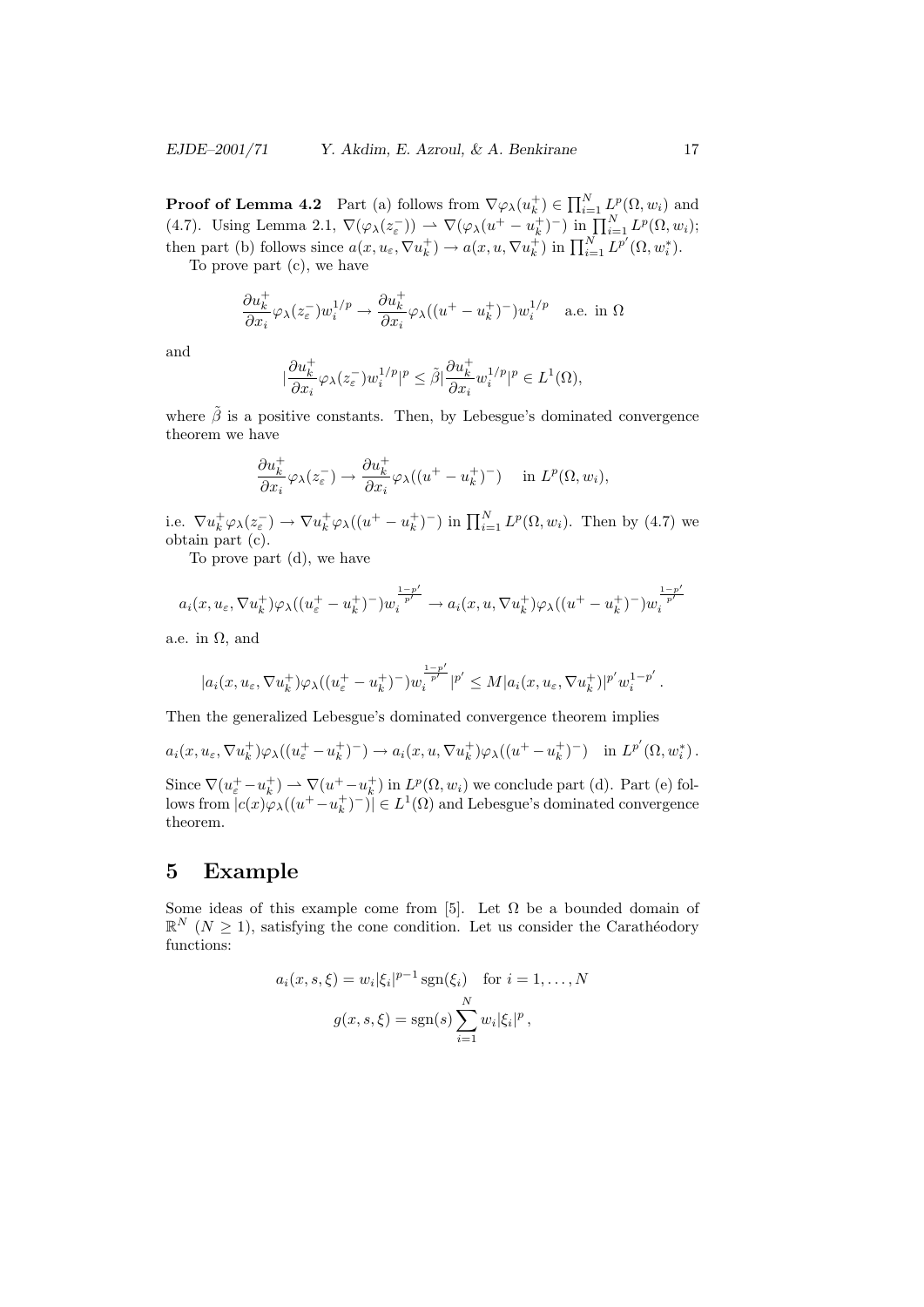**Proof of Lemma 4.2** Part (a) follows from $\nabla\varphi_\lambda(u_k^+) \in \prod_{i=1}^N L^p(\Omega, w_i)$ and (4.7). Using Lemma 2.1, $\nabla(\varphi_\lambda(z_\varepsilon^-)) \rightharpoonup \nabla(\varphi_\lambda(u^+ - u_k^+)^-)$ in $\prod_{i=1}^N L^p(\Omega, w_i)$; then part (b) follows since $a(x, u_\varepsilon, \nabla u_k^+) \to a(x, u, \nabla u_k^+)$ in $\prod_{i=1}^N L^{p'}(\Omega, w_i^*)$.

To prove part (c), we have

$$\frac{\partial u_k^+}{\partial x_i}\varphi_\lambda(z_\varepsilon^-) w_i^{1/p} \to \frac{\partial u_k^+}{\partial x_i}\varphi_\lambda((u^+ - u_k^+)^-) w_i^{1/p} \quad \text{a.e. in } \Omega$$

and

$$|\frac{\partial u_k^+}{\partial x_i}\varphi_\lambda(z_\varepsilon^-) w_i^{1/p}|^p \le \tilde{\beta}|\frac{\partial u_k^+}{\partial x_i} w_i^{1/p}|^p \in L^1(\Omega),$$

where $\tilde{\beta}$ is a positive constants. Then, by Lebesgue's dominated convergence theorem we have

$$\frac{\partial u_k^+}{\partial x_i}\varphi_\lambda(z_\varepsilon^-) \to \frac{\partial u_k^+}{\partial x_i}\varphi_\lambda((u^+ - u_k^+)^-) \quad \text{in } L^p(\Omega, w_i),$$

i.e. $\nabla u_k^+ \varphi_\lambda(z_\varepsilon^-) \to \nabla u_k^+ \varphi_\lambda((u^+ - u_k^+)^-)$ in $\prod_{i=1}^N L^p(\Omega, w_i)$. Then by (4.7) we obtain part (c).

To prove part (d), we have

$$a_i(x, u_\varepsilon, \nabla u_k^+)\varphi_\lambda((u_\varepsilon^+ - u_k^+)^-) w_i^{\frac{1-p'}{p'}} \to a_i(x, u, \nabla u_k^+)\varphi_\lambda((u^+ - u_k^+)^-) w_i^{\frac{1-p'}{p'}}$$

a.e. in $\Omega$, and

$$|a_i(x, u_\varepsilon, \nabla u_k^+)\varphi_\lambda((u_\varepsilon^+ - u_k^+)^-) w_i^{\frac{1-p'}{p'}}|^{p'} \le M|a_i(x, u_\varepsilon, \nabla u_k^+)|^{p'} w_i^{1-p'}.$$

Then the generalized Lebesgue's dominated convergence theorem implies

$$a_i(x, u_\varepsilon, \nabla u_k^+)\varphi_\lambda((u_\varepsilon^+ - u_k^+)^-) \to a_i(x, u, \nabla u_k^+)\varphi_\lambda((u^+ - u_k^+)^-) \quad \text{in } L^{p'}(\Omega, w_i^*).$$

Since $\nabla(u_\varepsilon^+ - u_k^+) \rightharpoonup \nabla(u^+ - u_k^+)$ in $L^p(\Omega, w_i)$ we conclude part (d). Part (e) follows from $|c(x)\varphi_\lambda((u^+ - u_k^+)^-)| \in L^1(\Omega)$ and Lebesgue's dominated convergence theorem.

## 5 Example

Some ideas of this example come from [5]. Let $\Omega$ be a bounded domain of $\mathbb{R}^N$ ($N \ge 1$), satisfying the cone condition. Let us consider the Carathéodory functions:

$$a_i(x, s, \xi) = w_i|\xi_i|^{p-1}\operatorname{sgn}(\xi_i) \quad \text{for } i = 1, \dots, N$$

$$g(x, s, \xi) = \operatorname{sgn}(s)\sum_{i=1}^N w_i|\xi_i|^p,$$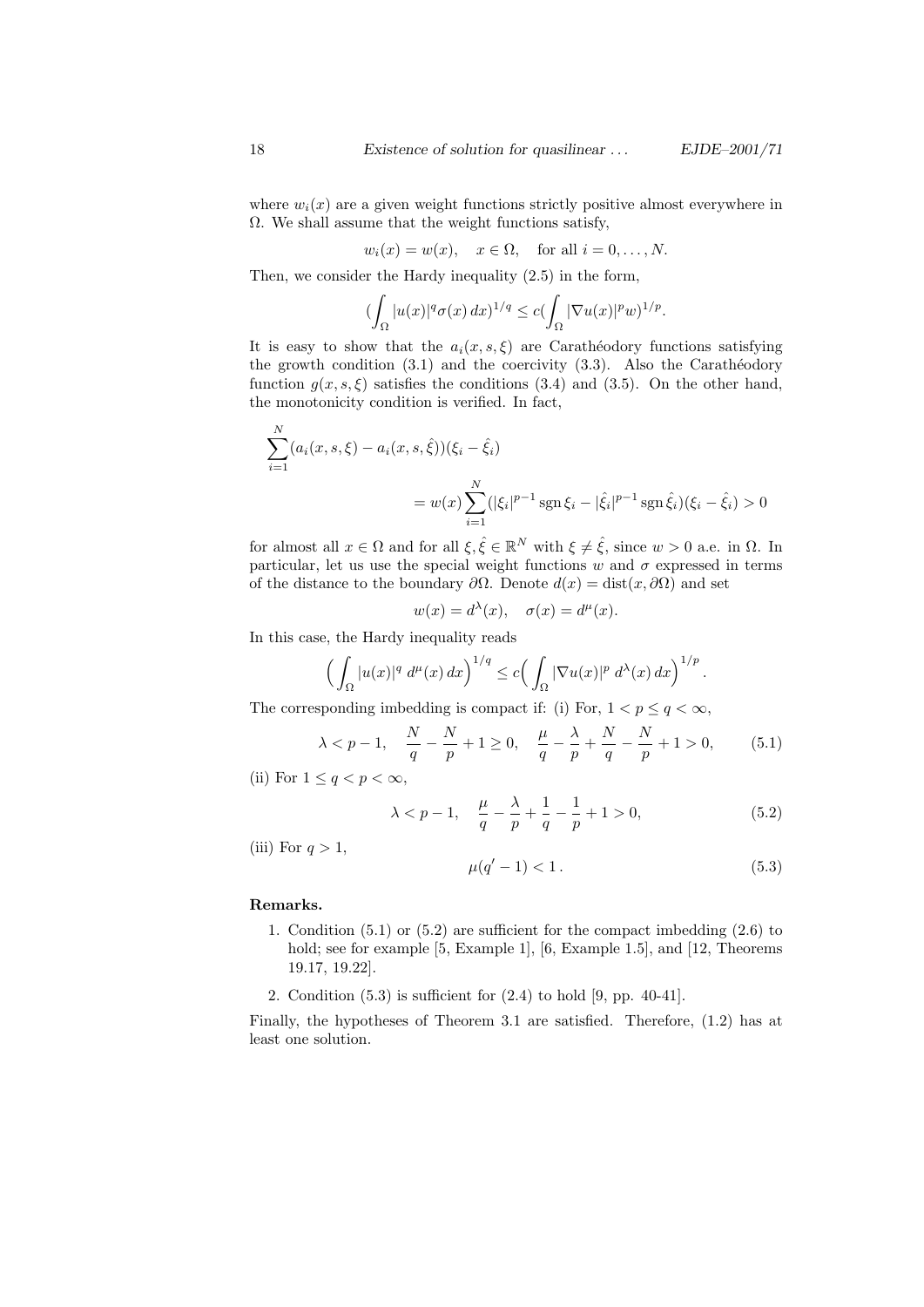where $w_i(x)$ are a given weight functions strictly positive almost everywhere in $\Omega$. We shall assume that the weight functions satisfy,

$$w_i(x) = w(x), \quad x \in \Omega, \quad \text{for all } i = 0, \dots, N.$$

Then, we consider the Hardy inequality (2.5) in the form,

$$\Big(\int_\Omega |u(x)|^q \sigma(x)\,dx\Big)^{1/q} \le c\Big(\int_\Omega |\nabla u(x)|^p w\Big)^{1/p}.$$

It is easy to show that the $a_i(x, s, \xi)$ are Carathéodory functions satisfying the growth condition (3.1) and the coercivity (3.3). Also the Carathéodory function $g(x, s, \xi)$ satisfies the conditions (3.4) and (3.5). On the other hand, the monotonicity condition is verified. In fact,

$$\begin{aligned}\sum_{i=1}^{N}(a_i(x,s,\xi) - a_i(x,s,\hat{\xi}))(\xi_i - \hat{\xi}_i) \\ = w(x)\sum_{i=1}^{N}(|\xi_i|^{p-1}\operatorname{sgn}\xi_i - |\hat{\xi}_i|^{p-1}\operatorname{sgn}\hat{\xi}_i)(\xi_i - \hat{\xi}_i) > 0\end{aligned}$$

for almost all $x \in \Omega$ and for all $\xi, \hat{\xi} \in \mathbb{R}^N$ with $\xi \neq \hat{\xi}$, since $w > 0$ a.e. in $\Omega$. In particular, let us use the special weight functions $w$ and $\sigma$ expressed in terms of the distance to the boundary $\partial\Omega$. Denote $d(x) = \operatorname{dist}(x, \partial\Omega)$ and set

$$w(x) = d^\lambda(x), \quad \sigma(x) = d^\mu(x).$$

In this case, the Hardy inequality reads

$$\Big(\int_\Omega |u(x)|^q\, d^\mu(x)\,dx\Big)^{1/q} \le c\Big(\int_\Omega |\nabla u(x)|^p\, d^\lambda(x)\,dx\Big)^{1/p}.$$

The corresponding imbedding is compact if: (i) For, $1 < p \le q < \infty$,

$$\lambda < p-1, \quad \frac{N}{q} - \frac{N}{p} + 1 \ge 0, \quad \frac{\mu}{q} - \frac{\lambda}{p} + \frac{N}{q} - \frac{N}{p} + 1 > 0, \tag{5.1}$$

(ii) For $1 \le q < p < \infty$,

$$\lambda < p-1, \quad \frac{\mu}{q} - \frac{\lambda}{p} + \frac{1}{q} - \frac{1}{p} + 1 > 0, \tag{5.2}$$

(iii) For $q > 1$,

$$\mu(q' - 1) < 1\,. \tag{5.3}$$

**Remarks.**

1. Condition (5.1) or (5.2) are sufficient for the compact imbedding (2.6) to hold; see for example [5, Example 1], [6, Example 1.5], and [12, Theorems 19.17, 19.22].
2. Condition (5.3) is sufficient for (2.4) to hold [9, pp. 40-41].

Finally, the hypotheses of Theorem 3.1 are satisfied. Therefore, (1.2) has at least one solution.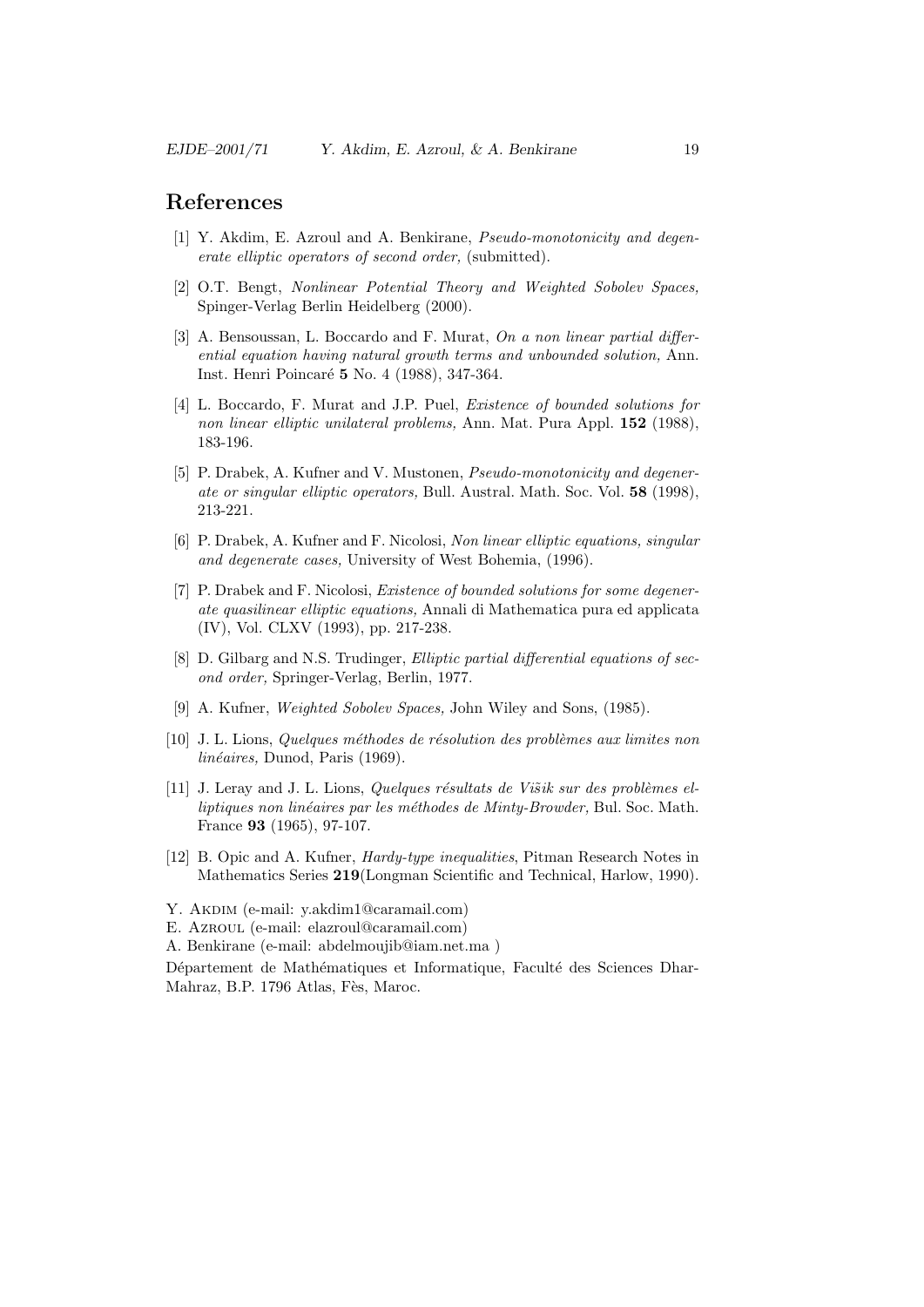## References

[1] Y. Akdim, E. Azroul and A. Benkirane, *Pseudo-monotonicity and degenerate elliptic operators of second order,* (submitted).

[2] O.T. Bengt, *Nonlinear Potential Theory and Weighted Sobolev Spaces,* Spinger-Verlag Berlin Heidelberg (2000).

[3] A. Bensoussan, L. Boccardo and F. Murat, *On a non linear partial differential equation having natural growth terms and unbounded solution,* Ann. Inst. Henri Poincaré **5** No. 4 (1988), 347-364.

[4] L. Boccardo, F. Murat and J.P. Puel, *Existence of bounded solutions for non linear elliptic unilateral problems,* Ann. Mat. Pura Appl. **152** (1988), 183-196.

[5] P. Drabek, A. Kufner and V. Mustonen, *Pseudo-monotonicity and degenerate or singular elliptic operators,* Bull. Austral. Math. Soc. Vol. **58** (1998), 213-221.

[6] P. Drabek, A. Kufner and F. Nicolosi, *Non linear elliptic equations, singular and degenerate cases,* University of West Bohemia, (1996).

[7] P. Drabek and F. Nicolosi, *Existence of bounded solutions for some degenerate quasilinear elliptic equations,* Annali di Mathematica pura ed applicata (IV), Vol. CLXV (1993), pp. 217-238.

[8] D. Gilbarg and N.S. Trudinger, *Elliptic partial differential equations of second order,* Springer-Verlag, Berlin, 1977.

[9] A. Kufner, *Weighted Sobolev Spaces,* John Wiley and Sons, (1985).

[10] J. L. Lions, *Quelques méthodes de résolution des problèmes aux limites non linéaires,* Dunod, Paris (1969).

[11] J. Leray and J. L. Lions, *Quelques résultats de Vĩšik sur des problèmes elliptiques non linéaires par les méthodes de Minty-Browder,* Bul. Soc. Math. France **93** (1965), 97-107.

[12] B. Opic and A. Kufner, *Hardy-type inequalities*, Pitman Research Notes in Mathematics Series **219**(Longman Scientific and Technical, Harlow, 1990).

Y. Akdim (e-mail: y.akdim1@caramail.com)
E. Azroul (e-mail: elazroul@caramail.com)
A. Benkirane (e-mail: abdelmoujib@iam.net.ma )

Département de Mathématiques et Informatique, Faculté des Sciences Dhar-Mahraz, B.P. 1796 Atlas, Fès, Maroc.